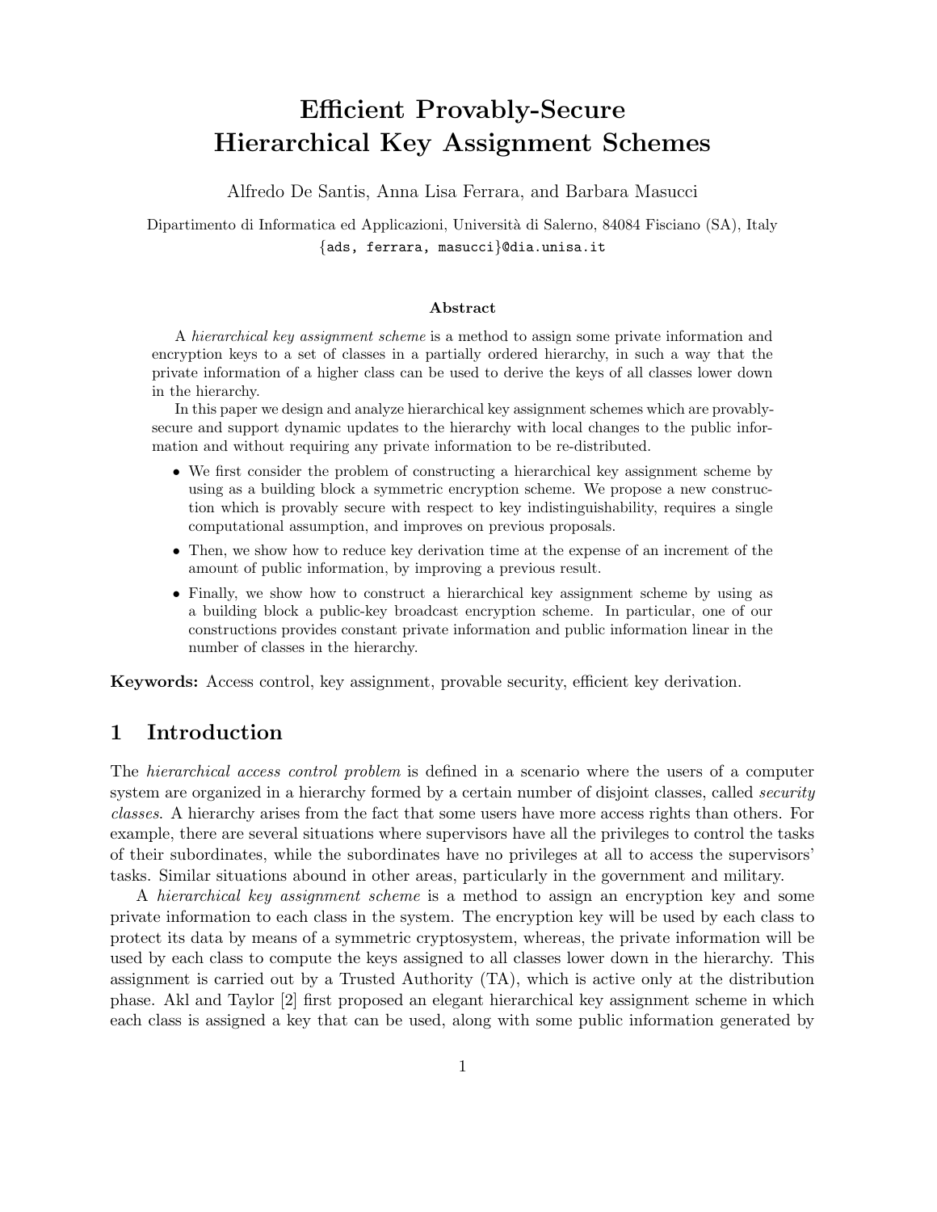# Efficient Provably-Secure Hierarchical Key Assignment Schemes

Alfredo De Santis, Anna Lisa Ferrara, and Barbara Masucci

Dipartimento di Informatica ed Applicazioni, Università di Salerno, 84084 Fisciano (SA), Italy
{ads, ferrara, masucci}@dia.unisa.it

### Abstract

A *hierarchical key assignment scheme* is a method to assign some private information and encryption keys to a set of classes in a partially ordered hierarchy, in such a way that the private information of a higher class can be used to derive the keys of all classes lower down in the hierarchy.

In this paper we design and analyze hierarchical key assignment schemes which are provably-secure and support dynamic updates to the hierarchy with local changes to the public information and without requiring any private information to be re-distributed.

- We first consider the problem of constructing a hierarchical key assignment scheme by using as a building block a symmetric encryption scheme. We propose a new construction which is provably secure with respect to key indistinguishability, requires a single computational assumption, and improves on previous proposals.
- Then, we show how to reduce key derivation time at the expense of an increment of the amount of public information, by improving a previous result.
- Finally, we show how to construct a hierarchical key assignment scheme by using as a building block a public-key broadcast encryption scheme. In particular, one of our constructions provides constant private information and public information linear in the number of classes in the hierarchy.

**Keywords:** Access control, key assignment, provable security, efficient key derivation.

## 1 Introduction

The *hierarchical access control problem* is defined in a scenario where the users of a computer system are organized in a hierarchy formed by a certain number of disjoint classes, called *security classes*. A hierarchy arises from the fact that some users have more access rights than others. For example, there are several situations where supervisors have all the privileges to control the tasks of their subordinates, while the subordinates have no privileges at all to access the supervisors' tasks. Similar situations abound in other areas, particularly in the government and military.

A *hierarchical key assignment scheme* is a method to assign an encryption key and some private information to each class in the system. The encryption key will be used by each class to protect its data by means of a symmetric cryptosystem, whereas, the private information will be used by each class to compute the keys assigned to all classes lower down in the hierarchy. This assignment is carried out by a Trusted Authority (TA), which is active only at the distribution phase. Akl and Taylor [2] first proposed an elegant hierarchical key assignment scheme in which each class is assigned a key that can be used, along with some public information generated by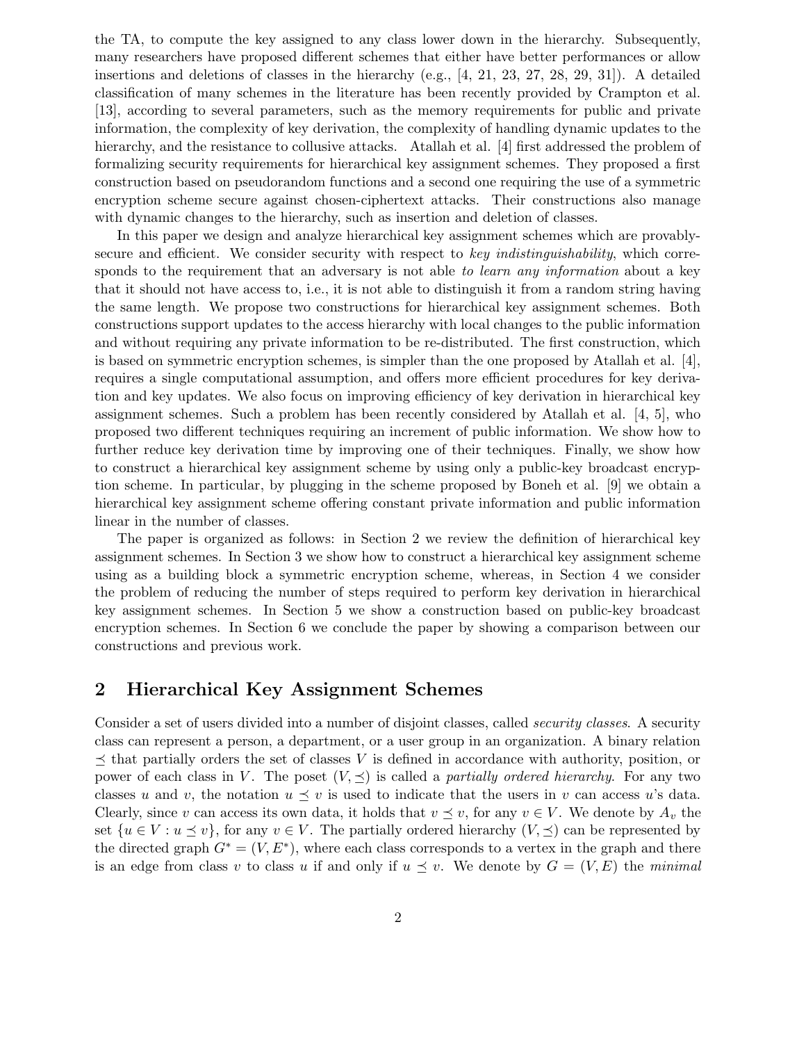the TA, to compute the key assigned to any class lower down in the hierarchy. Subsequently, many researchers have proposed different schemes that either have better performances or allow insertions and deletions of classes in the hierarchy (e.g., [4, 21, 23, 27, 28, 29, 31]). A detailed classification of many schemes in the literature has been recently provided by Crampton et al. [13], according to several parameters, such as the memory requirements for public and private information, the complexity of key derivation, the complexity of handling dynamic updates to the hierarchy, and the resistance to collusive attacks. Atallah et al. [4] first addressed the problem of formalizing security requirements for hierarchical key assignment schemes. They proposed a first construction based on pseudorandom functions and a second one requiring the use of a symmetric encryption scheme secure against chosen-ciphertext attacks. Their constructions also manage with dynamic changes to the hierarchy, such as insertion and deletion of classes.

In this paper we design and analyze hierarchical key assignment schemes which are provably-secure and efficient. We consider security with respect to *key indistinguishability*, which corresponds to the requirement that an adversary is not able *to learn any information* about a key that it should not have access to, i.e., it is not able to distinguish it from a random string having the same length. We propose two constructions for hierarchical key assignment schemes. Both constructions support updates to the access hierarchy with local changes to the public information and without requiring any private information to be re-distributed. The first construction, which is based on symmetric encryption schemes, is simpler than the one proposed by Atallah et al. [4], requires a single computational assumption, and offers more efficient procedures for key derivation and key updates. We also focus on improving efficiency of key derivation in hierarchical key assignment schemes. Such a problem has been recently considered by Atallah et al. [4, 5], who proposed two different techniques requiring an increment of public information. We show how to further reduce key derivation time by improving one of their techniques. Finally, we show how to construct a hierarchical key assignment scheme by using only a public-key broadcast encryption scheme. In particular, by plugging in the scheme proposed by Boneh et al. [9] we obtain a hierarchical key assignment scheme offering constant private information and public information linear in the number of classes.

The paper is organized as follows: in Section 2 we review the definition of hierarchical key assignment schemes. In Section 3 we show how to construct a hierarchical key assignment scheme using as a building block a symmetric encryption scheme, whereas, in Section 4 we consider the problem of reducing the number of steps required to perform key derivation in hierarchical key assignment schemes. In Section 5 we show a construction based on public-key broadcast encryption schemes. In Section 6 we conclude the paper by showing a comparison between our constructions and previous work.

## 2 Hierarchical Key Assignment Schemes

Consider a set of users divided into a number of disjoint classes, called *security classes*. A security class can represent a person, a department, or a user group in an organization. A binary relation $\preceq$ that partially orders the set of classes $V$ is defined in accordance with authority, position, or power of each class in $V$. The poset $(V, \preceq)$ is called a *partially ordered hierarchy*. For any two classes $u$ and $v$, the notation $u \preceq v$ is used to indicate that the users in $v$ can access $u$'s data. Clearly, since $v$ can access its own data, it holds that $v \preceq v$, for any $v \in V$. We denote by $A_v$ the set $\{u \in V : u \preceq v\}$, for any $v \in V$. The partially ordered hierarchy $(V, \preceq)$ can be represented by the directed graph $G^* = (V, E^*)$, where each class corresponds to a vertex in the graph and there is an edge from class $v$ to class $u$ if and only if $u \preceq v$. We denote by $G = (V, E)$ the *minimal*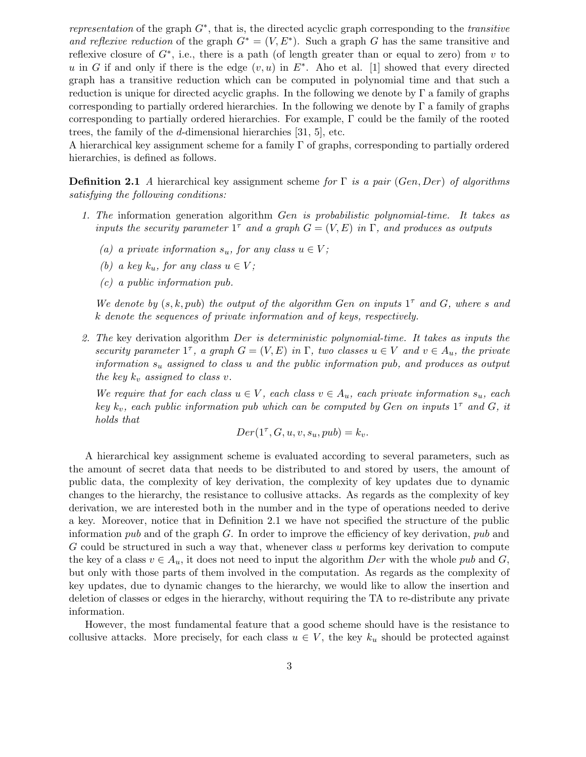*representation* of the graph $G^*$, that is, the directed acyclic graph corresponding to the *transitive and reflexive reduction* of the graph $G^* = (V, E^*)$. Such a graph $G$ has the same transitive and reflexive closure of $G^*$, i.e., there is a path (of length greater than or equal to zero) from $v$ to $u$ in $G$ if and only if there is the edge $(v, u)$ in $E^*$. Aho et al. [1] showed that every directed graph has a transitive reduction which can be computed in polynomial time and that such a reduction is unique for directed acyclic graphs. In the following we denote by $\Gamma$ a family of graphs corresponding to partially ordered hierarchies. In the following we denote by $\Gamma$ a family of graphs corresponding to partially ordered hierarchies. For example, $\Gamma$ could be the family of the rooted trees, the family of the $d$-dimensional hierarchies [31, 5], etc.
A hierarchical key assignment scheme for a family $\Gamma$ of graphs, corresponding to partially ordered hierarchies, is defined as follows.

**Definition 2.1** *A* hierarchical key assignment scheme *for $\Gamma$ is a pair $(Gen, Der)$ of algorithms satisfying the following conditions:*

1. *The* information generation algorithm *$Gen$ is probabilistic polynomial-time. It takes as inputs the security parameter $1^\tau$ and a graph $G = (V, E)$ in $\Gamma$, and produces as outputs*
   - *(a) a private information $s_u$, for any class $u \in V$;*
   - *(b) a key $k_u$, for any class $u \in V$;*
   - *(c) a public information pub.*

   *We denote by $(s, k, pub)$ the output of the algorithm Gen on inputs $1^\tau$ and $G$, where $s$ and $k$ denote the sequences of private information and of keys, respectively.*

2. *The* key derivation algorithm *$Der$ is deterministic polynomial-time. It takes as inputs the security parameter $1^\tau$, a graph $G = (V, E)$ in $\Gamma$, two classes $u \in V$ and $v \in A_u$, the private information $s_u$ assigned to class $u$ and the public information pub, and produces as output the key $k_v$ assigned to class $v$.*

   *We require that for each class $u \in V$, each class $v \in A_u$, each private information $s_u$, each key $k_v$, each public information pub which can be computed by Gen on inputs $1^\tau$ and $G$, it holds that*

$$Der(1^\tau, G, u, v, s_u, pub) = k_v.$$

A hierarchical key assignment scheme is evaluated according to several parameters, such as the amount of secret data that needs to be distributed to and stored by users, the amount of public data, the complexity of key derivation, the complexity of key updates due to dynamic changes to the hierarchy, the resistance to collusive attacks. As regards as the complexity of key derivation, we are interested both in the number and in the type of operations needed to derive a key. Moreover, notice that in Definition 2.1 we have not specified the structure of the public information *pub* and of the graph $G$. In order to improve the efficiency of key derivation, *pub* and $G$ could be structured in such a way that, whenever class $u$ performs key derivation to compute the key of a class $v \in A_u$, it does not need to input the algorithm *Der* with the whole *pub* and $G$, but only with those parts of them involved in the computation. As regards as the complexity of key updates, due to dynamic changes to the hierarchy, we would like to allow the insertion and deletion of classes or edges in the hierarchy, without requiring the TA to re-distribute any private information.

However, the most fundamental feature that a good scheme should have is the resistance to collusive attacks. More precisely, for each class $u \in V$, the key $k_u$ should be protected against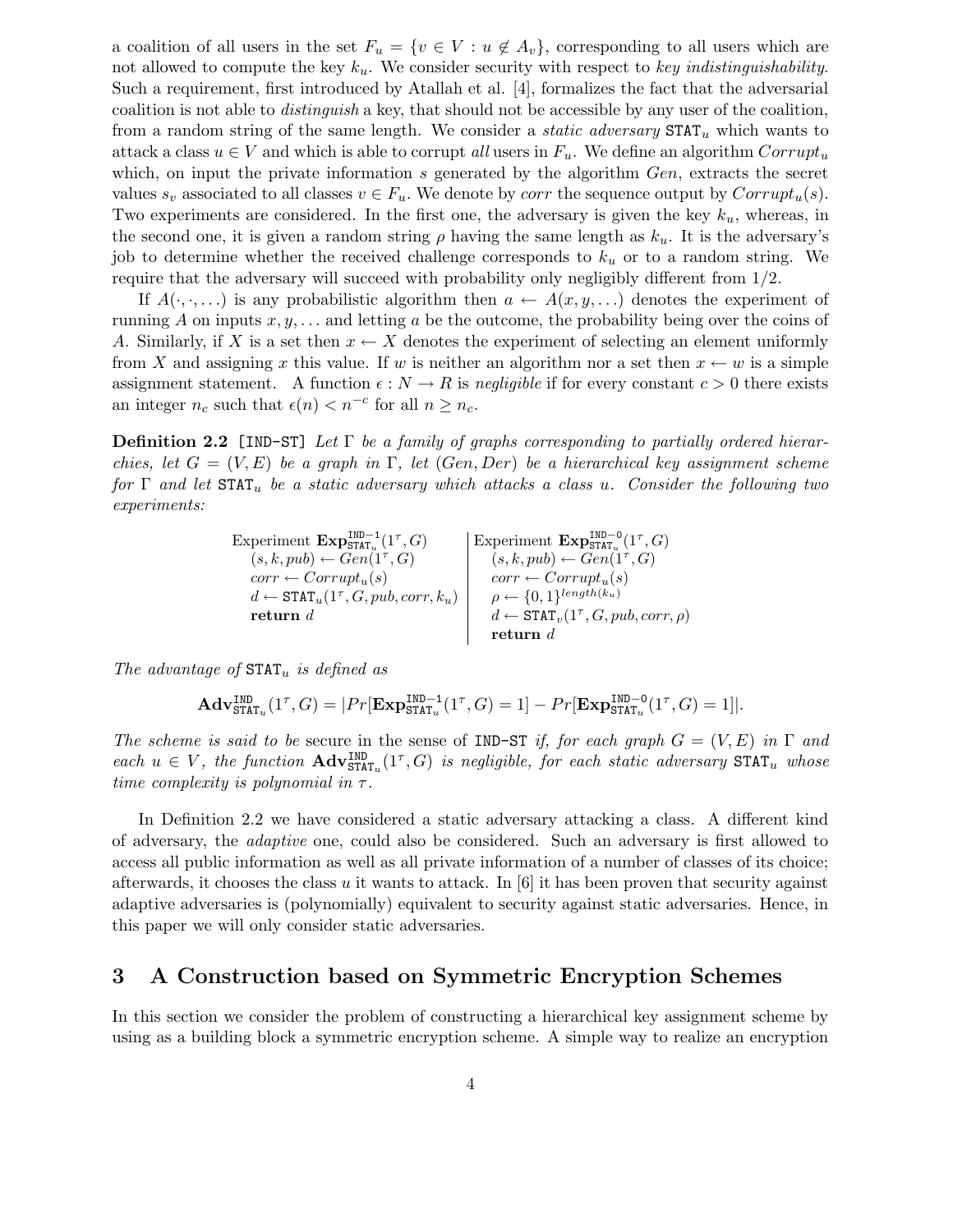a coalition of all users in the set $F_u = \{v \in V : u \notin A_v\}$, corresponding to all users which are not allowed to compute the key $k_u$. We consider security with respect to *key indistinguishability*. Such a requirement, first introduced by Atallah et al. [4], formalizes the fact that the adversarial coalition is not able to *distinguish* a key, that should not be accessible by any user of the coalition, from a random string of the same length. We consider a *static adversary* $\mathtt{STAT}_u$ which wants to attack a class $u \in V$ and which is able to corrupt *all* users in $F_u$. We define an algorithm $Corrupt_u$ which, on input the private information $s$ generated by the algorithm $Gen$, extracts the secret values $s_v$ associated to all classes $v \in F_u$. We denote by $corr$ the sequence output by $Corrupt_u(s)$. Two experiments are considered. In the first one, the adversary is given the key $k_u$, whereas, in the second one, it is given a random string $\rho$ having the same length as $k_u$. It is the adversary's job to determine whether the received challenge corresponds to $k_u$ or to a random string. We require that the adversary will succeed with probability only negligibly different from 1/2.

If $A(\cdot, \cdot, \ldots)$ is any probabilistic algorithm then $a \leftarrow A(x, y, \ldots)$ denotes the experiment of running $A$ on inputs $x, y, \ldots$ and letting $a$ be the outcome, the probability being over the coins of $A$. Similarly, if $X$ is a set then $x \leftarrow X$ denotes the experiment of selecting an element uniformly from $X$ and assigning $x$ this value. If $w$ is neither an algorithm nor a set then $x \leftarrow w$ is a simple assignment statement. A function $\epsilon : N \rightarrow R$ is *negligible* if for every constant $c > 0$ there exists an integer $n_c$ such that $\epsilon(n) < n^{-c}$ for all $n \geq n_c$.

**Definition 2.2** [IND-ST] *Let $\Gamma$ be a family of graphs corresponding to partially ordered hierarchies, let $G = (V, E)$ be a graph in $\Gamma$, let $(Gen, Der)$ be a hierarchical key assignment scheme for $\Gamma$ and let $\mathtt{STAT}_u$ be a static adversary which attacks a class $u$. Consider the following two experiments:*

| Experiment $\mathbf{Exp}^{\mathtt{IND-1}}_{\mathtt{STAT}_u}(1^\tau, G)$ | Experiment $\mathbf{Exp}^{\mathtt{IND-0}}_{\mathtt{STAT}_u}(1^\tau, G)$ |
|---|---|
| $(s, k, pub) \leftarrow Gen(1^\tau, G)$ | $(s, k, pub) \leftarrow Gen(1^\tau, G)$ |
| $corr \leftarrow Corrupt_u(s)$ | $corr \leftarrow Corrupt_u(s)$ |
| $d \leftarrow \mathtt{STAT}_u(1^\tau, G, pub, corr, k_u)$ | $\rho \leftarrow \{0,1\}^{length(k_u)}$ |
| **return** $d$ | $d \leftarrow \mathtt{STAT}_v(1^\tau, G, pub, corr, \rho)$ |
| | **return** $d$ |

*The advantage of $\mathtt{STAT}_u$ is defined as*

$$\mathbf{Adv}^{\mathtt{IND}}_{\mathtt{STAT}_u}(1^\tau, G) = |Pr[\mathbf{Exp}^{\mathtt{IND-1}}_{\mathtt{STAT}_u}(1^\tau, G) = 1] - Pr[\mathbf{Exp}^{\mathtt{IND-0}}_{\mathtt{STAT}_u}(1^\tau, G) = 1]|.$$

*The scheme is said to be* secure in the sense of IND-ST *if, for each graph $G = (V, E)$ in $\Gamma$ and each $u \in V$, the function $\mathbf{Adv}^{\mathtt{IND}}_{\mathtt{STAT}_u}(1^\tau, G)$ is negligible, for each static adversary $\mathtt{STAT}_u$ whose time complexity is polynomial in $\tau$.*

In Definition 2.2 we have considered a static adversary attacking a class. A different kind of adversary, the *adaptive* one, could also be considered. Such an adversary is first allowed to access all public information as well as all private information of a number of classes of its choice; afterwards, it chooses the class $u$ it wants to attack. In [6] it has been proven that security against adaptive adversaries is (polynomially) equivalent to security against static adversaries. Hence, in this paper we will only consider static adversaries.

# 3 A Construction based on Symmetric Encryption Schemes

In this section we consider the problem of constructing a hierarchical key assignment scheme by using as a building block a symmetric encryption scheme. A simple way to realize an encryption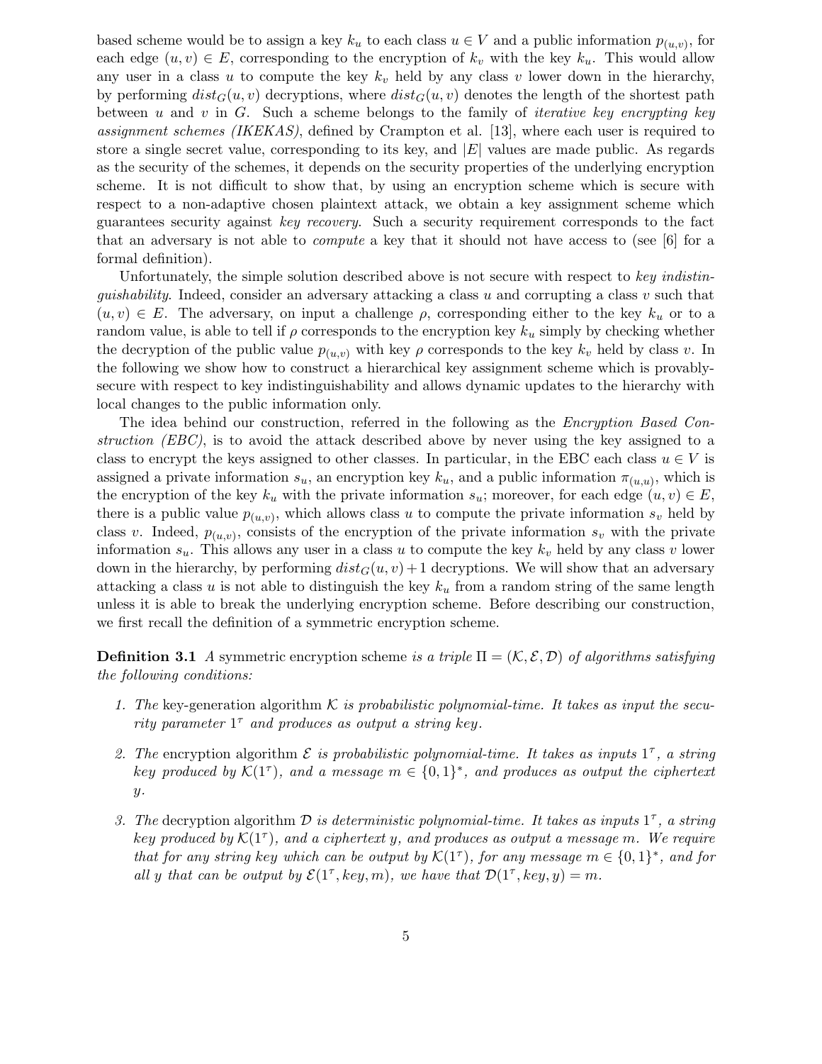based scheme would be to assign a key $k_u$ to each class $u \in V$ and a public information $p_{(u,v)}$, for each edge $(u,v) \in E$, corresponding to the encryption of $k_v$ with the key $k_u$. This would allow any user in a class $u$ to compute the key $k_v$ held by any class $v$ lower down in the hierarchy, by performing $dist_G(u,v)$ decryptions, where $dist_G(u,v)$ denotes the length of the shortest path between $u$ and $v$ in $G$. Such a scheme belongs to the family of *iterative key encrypting key assignment schemes (IKEKAS)*, defined by Crampton et al. [13], where each user is required to store a single secret value, corresponding to its key, and $|E|$ values are made public. As regards as the security of the schemes, it depends on the security properties of the underlying encryption scheme. It is not difficult to show that, by using an encryption scheme which is secure with respect to a non-adaptive chosen plaintext attack, we obtain a key assignment scheme which guarantees security against *key recovery*. Such a security requirement corresponds to the fact that an adversary is not able to *compute* a key that it should not have access to (see [6] for a formal definition).

Unfortunately, the simple solution described above is not secure with respect to *key indistinguishability*. Indeed, consider an adversary attacking a class $u$ and corrupting a class $v$ such that $(u,v) \in E$. The adversary, on input a challenge $\rho$, corresponding either to the key $k_u$ or to a random value, is able to tell if $\rho$ corresponds to the encryption key $k_u$ simply by checking whether the decryption of the public value $p_{(u,v)}$ with key $\rho$ corresponds to the key $k_v$ held by class $v$. In the following we show how to construct a hierarchical key assignment scheme which is provably-secure with respect to key indistinguishability and allows dynamic updates to the hierarchy with local changes to the public information only.

The idea behind our construction, referred in the following as the *Encryption Based Construction (EBC)*, is to avoid the attack described above by never using the key assigned to a class to encrypt the keys assigned to other classes. In particular, in the EBC each class $u \in V$ is assigned a private information $s_u$, an encryption key $k_u$, and a public information $\pi_{(u,u)}$, which is the encryption of the key $k_u$ with the private information $s_u$; moreover, for each edge $(u,v) \in E$, there is a public value $p_{(u,v)}$, which allows class $u$ to compute the private information $s_v$ held by class $v$. Indeed, $p_{(u,v)}$, consists of the encryption of the private information $s_v$ with the private information $s_u$. This allows any user in a class $u$ to compute the key $k_v$ held by any class $v$ lower down in the hierarchy, by performing $dist_G(u,v)+1$ decryptions. We will show that an adversary attacking a class $u$ is not able to distinguish the key $k_u$ from a random string of the same length unless it is able to break the underlying encryption scheme. Before describing our construction, we first recall the definition of a symmetric encryption scheme.

**Definition 3.1** *A* symmetric encryption scheme *is a triple $\Pi = (\mathcal{K}, \mathcal{E}, \mathcal{D})$ of algorithms satisfying the following conditions:*

1. *The* key-generation algorithm *$\mathcal{K}$ is probabilistic polynomial-time. It takes as input the security parameter $1^\tau$ and produces as output a string key.*
2. *The* encryption algorithm *$\mathcal{E}$ is probabilistic polynomial-time. It takes as inputs $1^\tau$, a string key produced by $\mathcal{K}(1^\tau)$, and a message $m \in \{0,1\}^*$, and produces as output the ciphertext $y$.*
3. *The* decryption algorithm *$\mathcal{D}$ is deterministic polynomial-time. It takes as inputs $1^\tau$, a string key produced by $\mathcal{K}(1^\tau)$, and a ciphertext $y$, and produces as output a message $m$. We require that for any string key which can be output by $\mathcal{K}(1^\tau)$, for any message $m \in \{0,1\}^*$, and for all $y$ that can be output by $\mathcal{E}(1^\tau, key, m)$, we have that $\mathcal{D}(1^\tau, key, y) = m$.*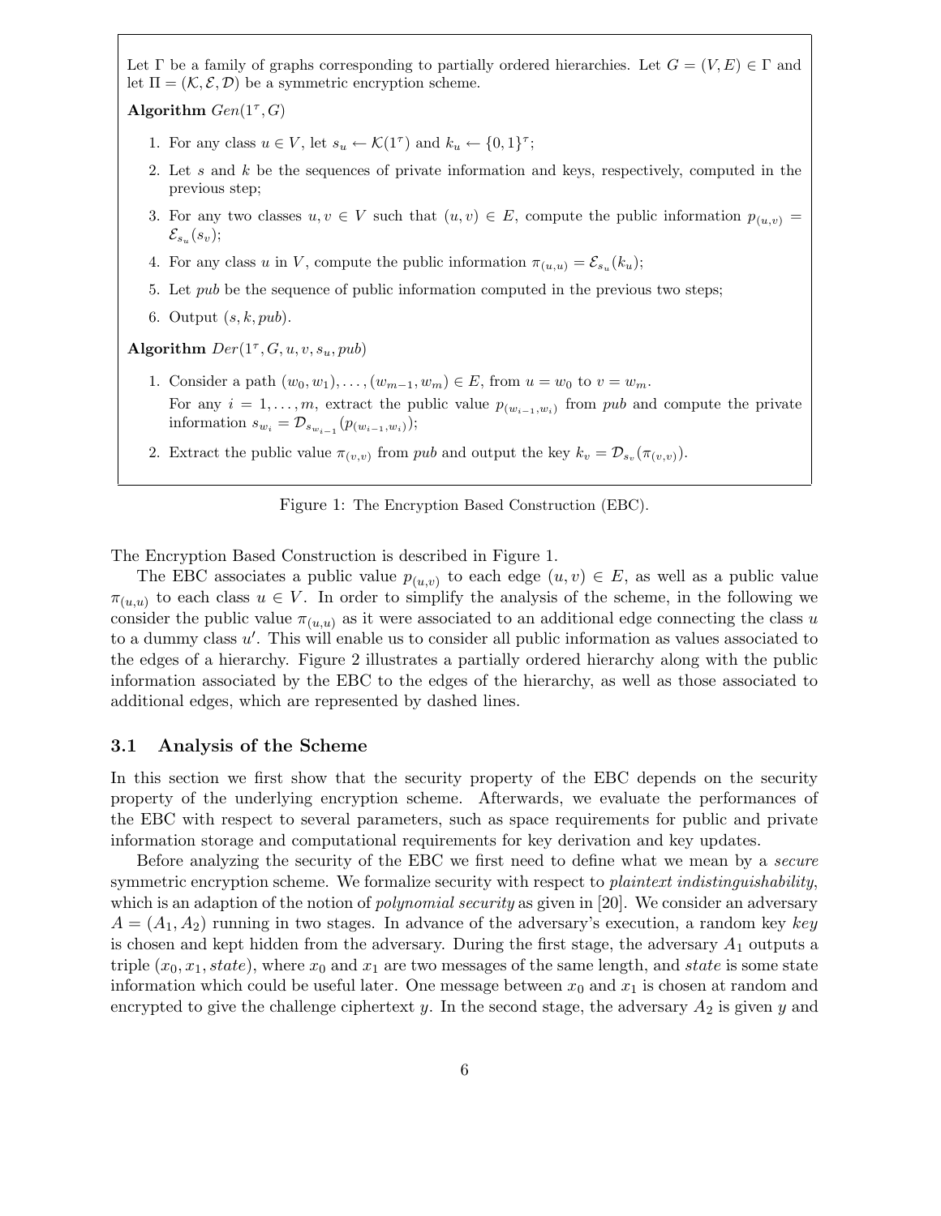Let $\Gamma$ be a family of graphs corresponding to partially ordered hierarchies. Let $G = (V, E) \in \Gamma$ and let $\Pi = (\mathcal{K}, \mathcal{E}, \mathcal{D})$ be a symmetric encryption scheme.

**Algorithm** $Gen(1^\tau, G)$

1. For any class $u \in V$, let $s_u \leftarrow \mathcal{K}(1^\tau)$ and $k_u \leftarrow \{0,1\}^\tau$;
2. Let $s$ and $k$ be the sequences of private information and keys, respectively, computed in the previous step;
3. For any two classes $u, v \in V$ such that $(u, v) \in E$, compute the public information $p_{(u,v)} = \mathcal{E}_{s_u}(s_v)$;
4. For any class $u$ in $V$, compute the public information $\pi_{(u,u)} = \mathcal{E}_{s_u}(k_u)$;
5. Let $pub$ be the sequence of public information computed in the previous two steps;
6. Output $(s, k, pub)$.

**Algorithm** $Der(1^\tau, G, u, v, s_u, pub)$

1. Consider a path $(w_0, w_1), \ldots, (w_{m-1}, w_m) \in E$, from $u = w_0$ to $v = w_m$.
   For any $i = 1, \ldots, m$, extract the public value $p_{(w_{i-1}, w_i)}$ from $pub$ and compute the private information $s_{w_i} = \mathcal{D}_{s_{w_{i-1}}}(p_{(w_{i-1}, w_i)})$;
2. Extract the public value $\pi_{(v,v)}$ from $pub$ and output the key $k_v = \mathcal{D}_{s_v}(\pi_{(v,v)})$.

Figure 1: The Encryption Based Construction (EBC).

The Encryption Based Construction is described in Figure 1.

The EBC associates a public value $p_{(u,v)}$ to each edge $(u, v) \in E$, as well as a public value $\pi_{(u,u)}$ to each class $u \in V$. In order to simplify the analysis of the scheme, in the following we consider the public value $\pi_{(u,u)}$ as it were associated to an additional edge connecting the class $u$ to a dummy class $u'$. This will enable us to consider all public information as values associated to the edges of a hierarchy. Figure 2 illustrates a partially ordered hierarchy along with the public information associated by the EBC to the edges of the hierarchy, as well as those associated to additional edges, which are represented by dashed lines.

### 3.1 Analysis of the Scheme

In this section we first show that the security property of the EBC depends on the security property of the underlying encryption scheme. Afterwards, we evaluate the performances of the EBC with respect to several parameters, such as space requirements for public and private information storage and computational requirements for key derivation and key updates.

Before analyzing the security of the EBC we first need to define what we mean by a *secure* symmetric encryption scheme. We formalize security with respect to *plaintext indistinguishability*, which is an adaption of the notion of *polynomial security* as given in [20]. We consider an adversary $A = (A_1, A_2)$ running in two stages. In advance of the adversary's execution, a random key $key$ is chosen and kept hidden from the adversary. During the first stage, the adversary $A_1$ outputs a triple $(x_0, x_1, state)$, where $x_0$ and $x_1$ are two messages of the same length, and $state$ is some state information which could be useful later. One message between $x_0$ and $x_1$ is chosen at random and encrypted to give the challenge ciphertext $y$. In the second stage, the adversary $A_2$ is given $y$ and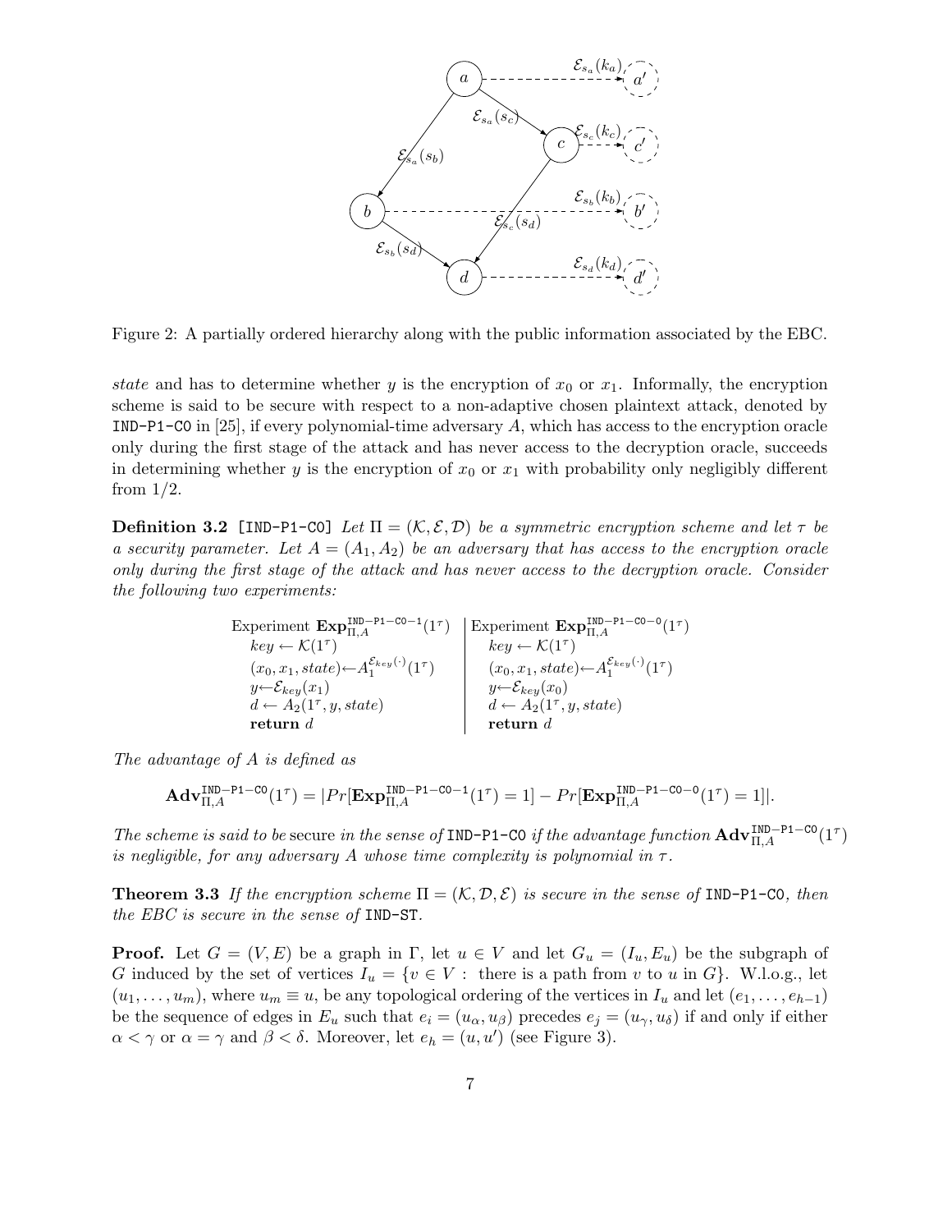Figure 2: A partially ordered hierarchy along with the public information associated by the EBC.

*state* and has to determine whether $y$ is the encryption of $x_0$ or $x_1$. Informally, the encryption scheme is said to be secure with respect to a non-adaptive chosen plaintext attack, denoted by IND-P1-C0 in [25], if every polynomial-time adversary $A$, which has access to the encryption oracle only during the first stage of the attack and has never access to the decryption oracle, succeeds in determining whether $y$ is the encryption of $x_0$ or $x_1$ with probability only negligibly different from 1/2.

**Definition 3.2** [IND-P1-C0] *Let $\Pi = (\mathcal{K}, \mathcal{E}, \mathcal{D})$ be a symmetric encryption scheme and let $\tau$ be a security parameter. Let $A = (A_1, A_2)$ be an adversary that has access to the encryption oracle only during the first stage of the attack and has never access to the decryption oracle. Consider the following two experiments:*

| Experiment $\mathbf{Exp}_{\Pi,A}^{\mathtt{IND-P1-C0-1}}(1^\tau)$ | Experiment $\mathbf{Exp}_{\Pi,A}^{\mathtt{IND-P1-C0-0}}(1^\tau)$ |
|---|---|
| $key \leftarrow \mathcal{K}(1^\tau)$ | $key \leftarrow \mathcal{K}(1^\tau)$ |
| $(x_0, x_1, state) \leftarrow A_1^{\mathcal{E}_{key}(\cdot)}(1^\tau)$ | $(x_0, x_1, state) \leftarrow A_1^{\mathcal{E}_{key}(\cdot)}(1^\tau)$ |
| $y \leftarrow \mathcal{E}_{key}(x_1)$ | $y \leftarrow \mathcal{E}_{key}(x_0)$ |
| $d \leftarrow A_2(1^\tau, y, state)$ | $d \leftarrow A_2(1^\tau, y, state)$ |
| **return** $d$ | **return** $d$ |

*The advantage of $A$ is defined as*

$$\mathbf{Adv}_{\Pi,A}^{\mathtt{IND-P1-C0}}(1^\tau) = |Pr[\mathbf{Exp}_{\Pi,A}^{\mathtt{IND-P1-C0-1}}(1^\tau) = 1] - Pr[\mathbf{Exp}_{\Pi,A}^{\mathtt{IND-P1-C0-0}}(1^\tau) = 1]|.$$

*The scheme is said to be* secure *in the sense of* IND-P1-C0 *if the advantage function $\mathbf{Adv}_{\Pi,A}^{\mathtt{IND-P1-C0}}(1^\tau)$ is negligible, for any adversary $A$ whose time complexity is polynomial in $\tau$.*

**Theorem 3.3** *If the encryption scheme $\Pi = (\mathcal{K}, \mathcal{D}, \mathcal{E})$ is secure in the sense of* IND-P1-C0*, then the EBC is secure in the sense of* IND-ST*.*

**Proof.** Let $G = (V, E)$ be a graph in $\Gamma$, let $u \in V$ and let $G_u = (I_u, E_u)$ be the subgraph of $G$ induced by the set of vertices $I_u = \{v \in V : \text{ there is a path from } v \text{ to } u \text{ in } G\}$. W.l.o.g., let $(u_1, \ldots, u_m)$, where $u_m \equiv u$, be any topological ordering of the vertices in $I_u$ and let $(e_1, \ldots, e_{h-1})$ be the sequence of edges in $E_u$ such that $e_i = (u_\alpha, u_\beta)$ precedes $e_j = (u_\gamma, u_\delta)$ if and only if either $\alpha < \gamma$ or $\alpha = \gamma$ and $\beta < \delta$. Moreover, let $e_h = (u, u')$ (see Figure 3).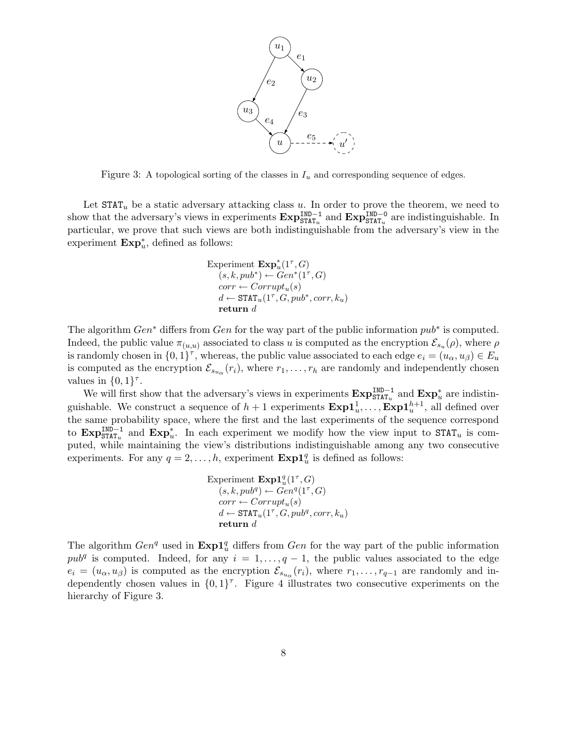Figure 3: A topological sorting of the classes in $I_u$ and corresponding sequence of edges.

Let $\mathtt{STAT}_u$ be a static adversary attacking class $u$. In order to prove the theorem, we need to show that the adversary's views in experiments $\mathbf{Exp}^{\mathtt{IND-1}}_{\mathtt{STAT}_u}$ and $\mathbf{Exp}^{\mathtt{IND-0}}_{\mathtt{STAT}_u}$ are indistinguishable. In particular, we prove that such views are both indistinguishable from the adversary's view in the experiment $\mathbf{Exp}^*_u$, defined as follows:

$$
\begin{array}{l}
\text{Experiment } \mathbf{Exp}^*_u(1^\tau, G) \\
\quad (s, k, pub^*) \leftarrow Gen^*(1^\tau, G) \\
\quad corr \leftarrow Corrupt_u(s) \\
\quad d \leftarrow \mathtt{STAT}_u(1^\tau, G, pub^*, corr, k_u) \\
\quad \mathbf{return}\ d
\end{array}
$$

The algorithm $Gen^*$ differs from $Gen$ for the way part of the public information $pub^*$ is computed. Indeed, the public value $\pi_{(u,u)}$ associated to class $u$ is computed as the encryption $\mathcal{E}_{s_u}(\rho)$, where $\rho$ is randomly chosen in $\{0,1\}^\tau$, whereas, the public value associated to each edge $e_i = (u_\alpha, u_\beta) \in E_u$ is computed as the encryption $\mathcal{E}_{s_{u_\alpha}}(r_i)$, where $r_1, \ldots, r_h$ are randomly and independently chosen values in $\{0,1\}^\tau$.

We will first show that the adversary's views in experiments $\mathbf{Exp}^{\mathtt{IND-1}}_{\mathtt{STAT}_u}$ and $\mathbf{Exp}^*_u$ are indistinguishable. We construct a sequence of $h+1$ experiments $\mathbf{Exp1}^1_u, \ldots, \mathbf{Exp1}^{h+1}_u$, all defined over the same probability space, where the first and the last experiments of the sequence correspond to $\mathbf{Exp}^{\mathtt{IND-1}}_{\mathtt{STAT}_u}$ and $\mathbf{Exp}^*_u$. In each experiment we modify how the view input to $\mathtt{STAT}_u$ is computed, while maintaining the view's distributions indistinguishable among any two consecutive experiments. For any $q = 2, \ldots, h$, experiment $\mathbf{Exp1}^q_u$ is defined as follows:

$$
\begin{array}{l}
\text{Experiment } \mathbf{Exp1}^q_u(1^\tau, G) \\
\quad (s, k, pub^q) \leftarrow Gen^q(1^\tau, G) \\
\quad corr \leftarrow Corrupt_u(s) \\
\quad d \leftarrow \mathtt{STAT}_u(1^\tau, G, pub^q, corr, k_u) \\
\quad \mathbf{return}\ d
\end{array}
$$

The algorithm $Gen^q$ used in $\mathbf{Exp1}^q_u$ differs from $Gen$ for the way part of the public information $pub^q$ is computed. Indeed, for any $i = 1, \ldots, q-1$, the public values associated to the edge $e_i = (u_\alpha, u_\beta)$ is computed as the encryption $\mathcal{E}_{s_{u_\alpha}}(r_i)$, where $r_1, \ldots, r_{q-1}$ are randomly and independently chosen values in $\{0,1\}^\tau$. Figure 4 illustrates two consecutive experiments on the hierarchy of Figure 3.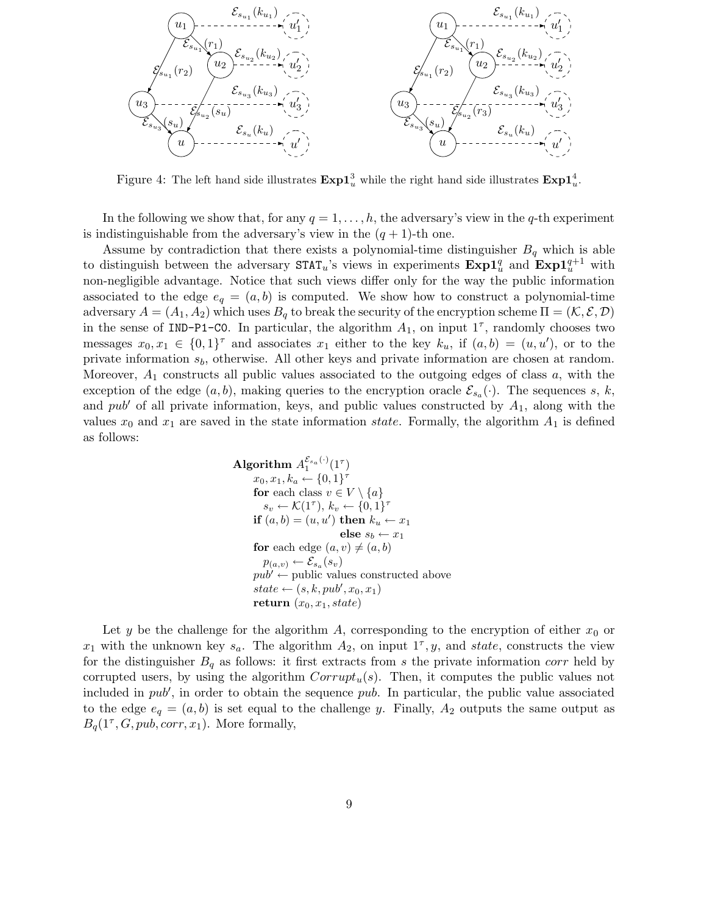Figure 4: The left hand side illustrates $\mathbf{Exp1}_u^3$ while the right hand side illustrates $\mathbf{Exp1}_u^4$.

In the following we show that, for any $q = 1, \ldots, h$, the adversary's view in the $q$-th experiment is indistinguishable from the adversary's view in the $(q+1)$-th one.

Assume by contradiction that there exists a polynomial-time distinguisher $B_q$ which is able to distinguish between the adversary $\mathtt{STAT}_u$'s views in experiments $\mathbf{Exp1}_u^q$ and $\mathbf{Exp1}_u^{q+1}$ with non-negligible advantage. Notice that such views differ only for the way the public information associated to the edge $e_q = (a, b)$ is computed. We show how to construct a polynomial-time adversary $A = (A_1, A_2)$ which uses $B_q$ to break the security of the encryption scheme $\Pi = (\mathcal{K}, \mathcal{E}, \mathcal{D})$ in the sense of IND-P1-C0. In particular, the algorithm $A_1$, on input $1^\tau$, randomly chooses two messages $x_0, x_1 \in \{0,1\}^\tau$ and associates $x_1$ either to the key $k_u$, if $(a, b) = (u, u')$, or to the private information $s_b$, otherwise. All other keys and private information are chosen at random. Moreover, $A_1$ constructs all public values associated to the outgoing edges of class $a$, with the exception of the edge $(a, b)$, making queries to the encryption oracle $\mathcal{E}_{s_a}(\cdot)$. The sequences $s$, $k$, and $pub'$ of all private information, keys, and public values constructed by $A_1$, along with the values $x_0$ and $x_1$ are saved in the state information *state*. Formally, the algorithm $A_1$ is defined as follows:

**Algorithm** $A_1^{\mathcal{E}_{s_a}(\cdot)}(1^\tau)$
  $x_0, x_1, k_a \leftarrow \{0,1\}^\tau$
  **for** each class $v \in V \setminus \{a\}$
    $s_v \leftarrow \mathcal{K}(1^\tau)$, $k_v \leftarrow \{0,1\}^\tau$
  **if** $(a, b) = (u, u')$ **then** $k_u \leftarrow x_1$
    **else** $s_b \leftarrow x_1$
  **for** each edge $(a, v) \neq (a, b)$
    $p_{(a,v)} \leftarrow \mathcal{E}_{s_a}(s_v)$
  $pub' \leftarrow$ public values constructed above
  $state \leftarrow (s, k, pub', x_0, x_1)$
  **return** $(x_0, x_1, state)$

Let $y$ be the challenge for the algorithm $A$, corresponding to the encryption of either $x_0$ or $x_1$ with the unknown key $s_a$. The algorithm $A_2$, on input $1^\tau, y$, and *state*, constructs the view for the distinguisher $B_q$ as follows: it first extracts from $s$ the private information *corr* held by corrupted users, by using the algorithm $Corrupt_u(s)$. Then, it computes the public values not included in $pub'$, in order to obtain the sequence $pub$. In particular, the public value associated to the edge $e_q = (a, b)$ is set equal to the challenge $y$. Finally, $A_2$ outputs the same output as $B_q(1^\tau, G, pub, corr, x_1)$. More formally,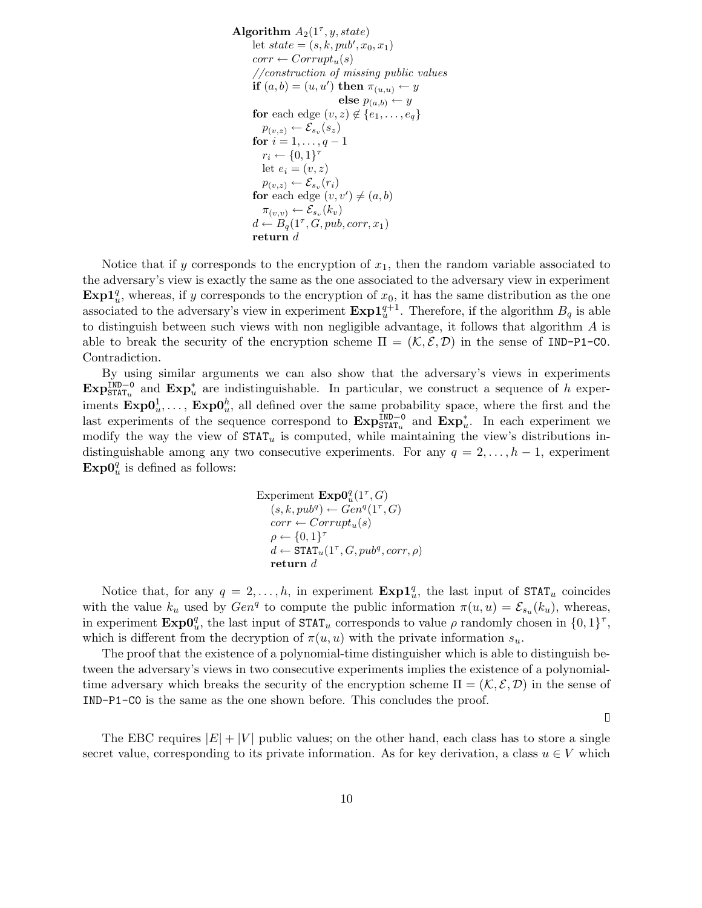```
Algorithm A_2(1^τ, y, state)
    let state = (s, k, pub', x_0, x_1)
    corr ← Corrupt_u(s)
    //construction of missing public values
    if (a, b) = (u, u') then π_(u,u) ← y
                        else p_(a,b) ← y
    for each edge (v, z) ∉ {e_1, ..., e_q}
        p_(v,z) ← E_{s_v}(s_z)
    for i = 1, ..., q − 1
        r_i ← {0, 1}^τ
        let e_i = (v, z)
        p_(v,z) ← E_{s_v}(r_i)
    for each edge (v, v') ≠ (a, b)
        π_(v,v) ← E_{s_v}(k_v)
    d ← B_q(1^τ, G, pub, corr, x_1)
    return d
```

Notice that if $y$ corresponds to the encryption of $x_1$, then the random variable associated to the adversary's view is exactly the same as the one associated to the adversary view in experiment $\mathbf{Exp1}_u^q$, whereas, if $y$ corresponds to the encryption of $x_0$, it has the same distribution as the one associated to the adversary's view in experiment $\mathbf{Exp1}_u^{q+1}$. Therefore, if the algorithm $B_q$ is able to distinguish between such views with non negligible advantage, it follows that algorithm $A$ is able to break the security of the encryption scheme $\Pi = (\mathcal{K}, \mathcal{E}, \mathcal{D})$ in the sense of `IND-P1-C0`. Contradiction.

By using similar arguments we can also show that the adversary's views in experiments $\mathbf{Exp}_{\mathtt{STAT}_u}^{\mathtt{IND-0}}$ and $\mathbf{Exp}_u^*$ are indistinguishable. In particular, we construct a sequence of $h$ experiments $\mathbf{Exp0}_u^1, \ldots, \mathbf{Exp0}_u^h$, all defined over the same probability space, where the first and the last experiments of the sequence correspond to $\mathbf{Exp}_{\mathtt{STAT}_u}^{\mathtt{IND-0}}$ and $\mathbf{Exp}_u^*$. In each experiment we modify the way the view of $\mathtt{STAT}_u$ is computed, while maintaining the view's distributions indistinguishable among any two consecutive experiments. For any $q = 2, \ldots, h-1$, experiment $\mathbf{Exp0}_u^q$ is defined as follows:

```
Experiment Exp0_u^q(1^τ, G)
    (s, k, pub^q) ← Gen^q(1^τ, G)
    corr ← Corrupt_u(s)
    ρ ← {0, 1}^τ
    d ← STAT_u(1^τ, G, pub^q, corr, ρ)
    return d
```

Notice that, for any $q = 2, \ldots, h$, in experiment $\mathbf{Exp1}_u^q$, the last input of $\mathtt{STAT}_u$ coincides with the value $k_u$ used by $Gen^q$ to compute the public information $\pi(u,u) = \mathcal{E}_{s_u}(k_u)$, whereas, in experiment $\mathbf{Exp0}_u^q$, the last input of $\mathtt{STAT}_u$ corresponds to value $\rho$ randomly chosen in $\{0,1\}^\tau$, which is different from the decryption of $\pi(u,u)$ with the private information $s_u$.

The proof that the existence of a polynomial-time distinguisher which is able to distinguish between the adversary's views in two consecutive experiments implies the existence of a polynomial-time adversary which breaks the security of the encryption scheme $\Pi = (\mathcal{K}, \mathcal{E}, \mathcal{D})$ in the sense of `IND-P1-C0` is the same as the one shown before. This concludes the proof.

□

The EBC requires $|E| + |V|$ public values; on the other hand, each class has to store a single secret value, corresponding to its private information. As for key derivation, a class $u \in V$ which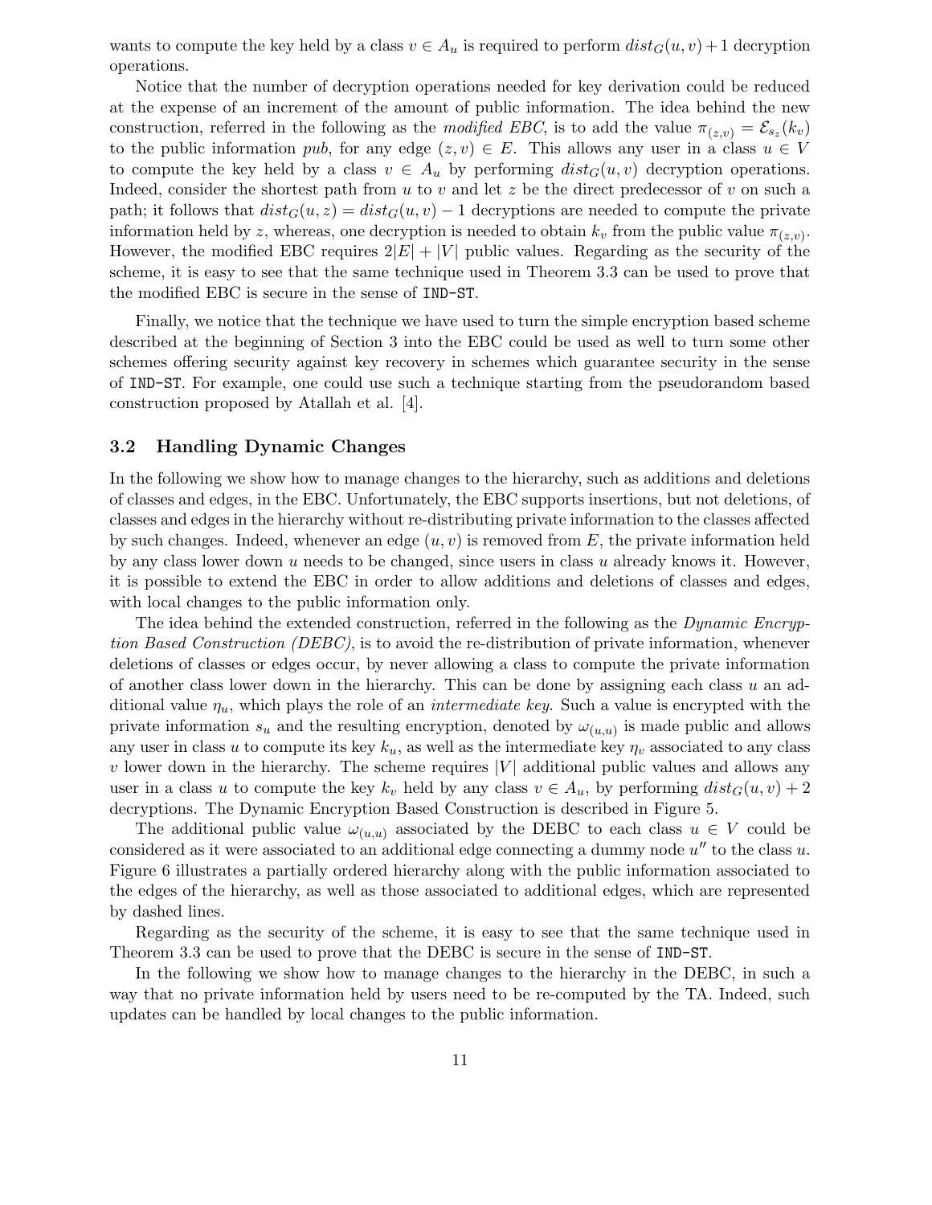wants to compute the key held by a class $v \in A_u$ is required to perform $dist_G(u, v) + 1$ decryption operations.

Notice that the number of decryption operations needed for key derivation could be reduced at the expense of an increment of the amount of public information. The idea behind the new construction, referred in the following as the *modified EBC*, is to add the value $\pi_{(z,v)} = \mathcal{E}_{s_z}(k_v)$ to the public information *pub*, for any edge $(z, v) \in E$. This allows any user in a class $u \in V$ to compute the key held by a class $v \in A_u$ by performing $dist_G(u, v)$ decryption operations. Indeed, consider the shortest path from $u$ to $v$ and let $z$ be the direct predecessor of $v$ on such a path; it follows that $dist_G(u, z) = dist_G(u, v) - 1$ decryptions are needed to compute the private information held by $z$, whereas, one decryption is needed to obtain $k_v$ from the public value $\pi_{(z,v)}$. However, the modified EBC requires $2|E| + |V|$ public values. Regarding as the security of the scheme, it is easy to see that the same technique used in Theorem 3.3 can be used to prove that the modified EBC is secure in the sense of IND-ST.

Finally, we notice that the technique we have used to turn the simple encryption based scheme described at the beginning of Section 3 into the EBC could be used as well to turn some other schemes offering security against key recovery in schemes which guarantee security in the sense of IND-ST. For example, one could use such a technique starting from the pseudorandom based construction proposed by Atallah et al. [4].

### 3.2 Handling Dynamic Changes

In the following we show how to manage changes to the hierarchy, such as additions and deletions of classes and edges, in the EBC. Unfortunately, the EBC supports insertions, but not deletions, of classes and edges in the hierarchy without re-distributing private information to the classes affected by such changes. Indeed, whenever an edge $(u, v)$ is removed from $E$, the private information held by any class lower down $u$ needs to be changed, since users in class $u$ already knows it. However, it is possible to extend the EBC in order to allow additions and deletions of classes and edges, with local changes to the public information only.

The idea behind the extended construction, referred in the following as the *Dynamic Encryption Based Construction (DEBC)*, is to avoid the re-distribution of private information, whenever deletions of classes or edges occur, by never allowing a class to compute the private information of another class lower down in the hierarchy. This can be done by assigning each class $u$ an additional value $\eta_u$, which plays the role of an *intermediate key*. Such a value is encrypted with the private information $s_u$ and the resulting encryption, denoted by $\omega_{(u,u)}$ is made public and allows any user in class $u$ to compute its key $k_u$, as well as the intermediate key $\eta_v$ associated to any class $v$ lower down in the hierarchy. The scheme requires $|V|$ additional public values and allows any user in a class $u$ to compute the key $k_v$ held by any class $v \in A_u$, by performing $dist_G(u, v) + 2$ decryptions. The Dynamic Encryption Based Construction is described in Figure 5.

The additional public value $\omega_{(u,u)}$ associated by the DEBC to each class $u \in V$ could be considered as it were associated to an additional edge connecting a dummy node $u''$ to the class $u$. Figure 6 illustrates a partially ordered hierarchy along with the public information associated to the edges of the hierarchy, as well as those associated to additional edges, which are represented by dashed lines.

Regarding as the security of the scheme, it is easy to see that the same technique used in Theorem 3.3 can be used to prove that the DEBC is secure in the sense of IND-ST.

In the following we show how to manage changes to the hierarchy in the DEBC, in such a way that no private information held by users need to be re-computed by the TA. Indeed, such updates can be handled by local changes to the public information.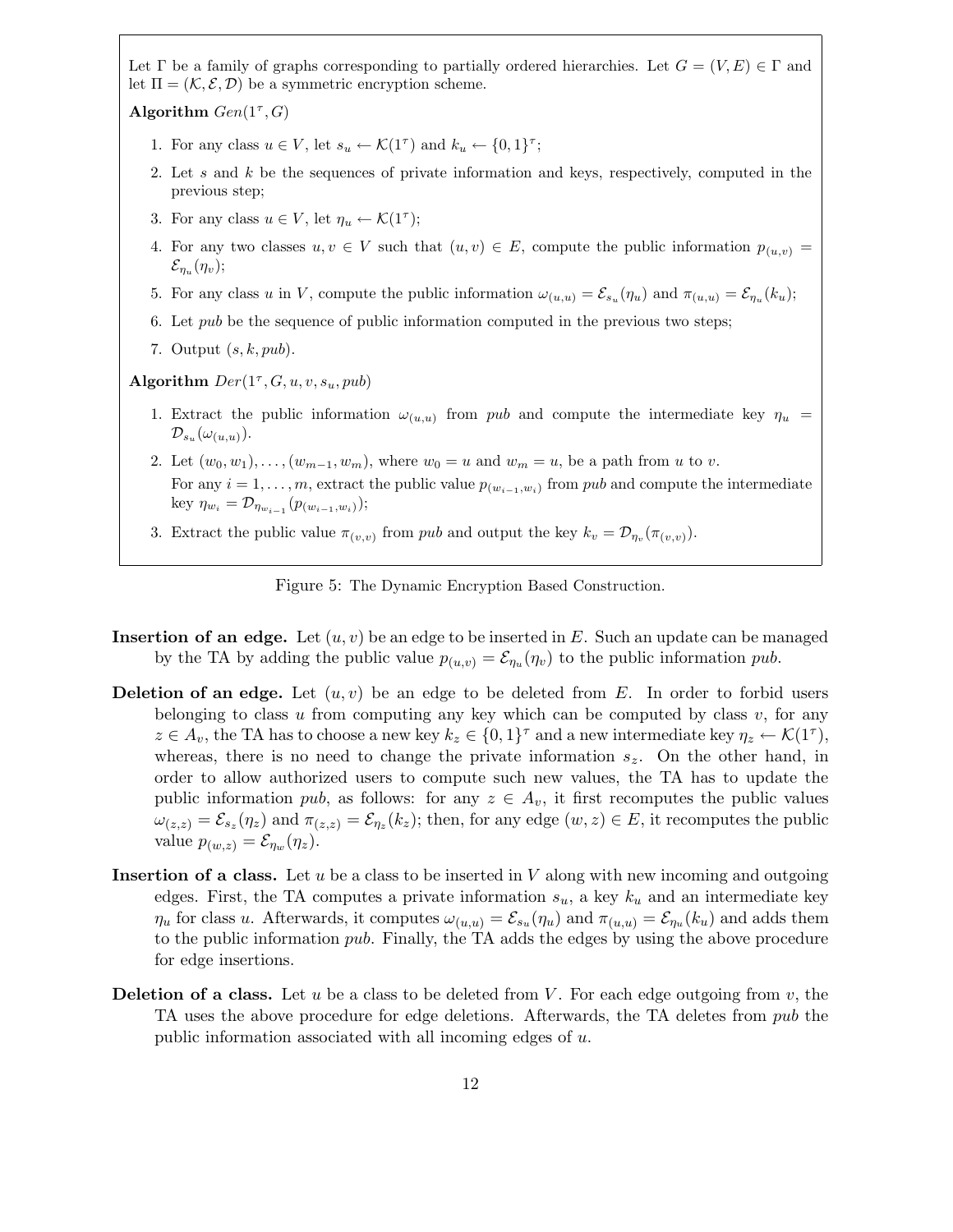Let $\Gamma$ be a family of graphs corresponding to partially ordered hierarchies. Let $G = (V, E) \in \Gamma$ and let $\Pi = (\mathcal{K}, \mathcal{E}, \mathcal{D})$ be a symmetric encryption scheme.

**Algorithm** $Gen(1^\tau, G)$

1. For any class $u \in V$, let $s_u \leftarrow \mathcal{K}(1^\tau)$ and $k_u \leftarrow \{0,1\}^\tau$;
2. Let $s$ and $k$ be the sequences of private information and keys, respectively, computed in the previous step;
3. For any class $u \in V$, let $\eta_u \leftarrow \mathcal{K}(1^\tau)$;
4. For any two classes $u, v \in V$ such that $(u,v) \in E$, compute the public information $p_{(u,v)} = \mathcal{E}_{\eta_u}(\eta_v)$;
5. For any class $u$ in $V$, compute the public information $\omega_{(u,u)} = \mathcal{E}_{s_u}(\eta_u)$ and $\pi_{(u,u)} = \mathcal{E}_{\eta_u}(k_u)$;
6. Let $pub$ be the sequence of public information computed in the previous two steps;
7. Output $(s, k, pub)$.

**Algorithm** $Der(1^\tau, G, u, v, s_u, pub)$

1. Extract the public information $\omega_{(u,u)}$ from $pub$ and compute the intermediate key $\eta_u = \mathcal{D}_{s_u}(\omega_{(u,u)})$.
2. Let $(w_0, w_1), \ldots, (w_{m-1}, w_m)$, where $w_0 = u$ and $w_m = u$, be a path from $u$ to $v$.
   For any $i = 1, \ldots, m$, extract the public value $p_{(w_{i-1}, w_i)}$ from $pub$ and compute the intermediate key $\eta_{w_i} = \mathcal{D}_{\eta_{w_{i-1}}}(p_{(w_{i-1}, w_i)})$;
3. Extract the public value $\pi_{(v,v)}$ from $pub$ and output the key $k_v = \mathcal{D}_{\eta_v}(\pi_{(v,v)})$.

Figure 5: The Dynamic Encryption Based Construction.

**Insertion of an edge.** Let $(u, v)$ be an edge to be inserted in $E$. Such an update can be managed by the TA by adding the public value $p_{(u,v)} = \mathcal{E}_{\eta_u}(\eta_v)$ to the public information $pub$.

**Deletion of an edge.** Let $(u, v)$ be an edge to be deleted from $E$. In order to forbid users belonging to class $u$ from computing any key which can be computed by class $v$, for any $z \in A_v$, the TA has to choose a new key $k_z \in \{0,1\}^\tau$ and a new intermediate key $\eta_z \leftarrow \mathcal{K}(1^\tau)$, whereas, there is no need to change the private information $s_z$. On the other hand, in order to allow authorized users to compute such new values, the TA has to update the public information $pub$, as follows: for any $z \in A_v$, it first recomputes the public values $\omega_{(z,z)} = \mathcal{E}_{s_z}(\eta_z)$ and $\pi_{(z,z)} = \mathcal{E}_{\eta_z}(k_z)$; then, for any edge $(w, z) \in E$, it recomputes the public value $p_{(w,z)} = \mathcal{E}_{\eta_w}(\eta_z)$.

**Insertion of a class.** Let $u$ be a class to be inserted in $V$ along with new incoming and outgoing edges. First, the TA computes a private information $s_u$, a key $k_u$ and an intermediate key $\eta_u$ for class $u$. Afterwards, it computes $\omega_{(u,u)} = \mathcal{E}_{s_u}(\eta_u)$ and $\pi_{(u,u)} = \mathcal{E}_{\eta_u}(k_u)$ and adds them to the public information $pub$. Finally, the TA adds the edges by using the above procedure for edge insertions.

**Deletion of a class.** Let $u$ be a class to be deleted from $V$. For each edge outgoing from $v$, the TA uses the above procedure for edge deletions. Afterwards, the TA deletes from $pub$ the public information associated with all incoming edges of $u$.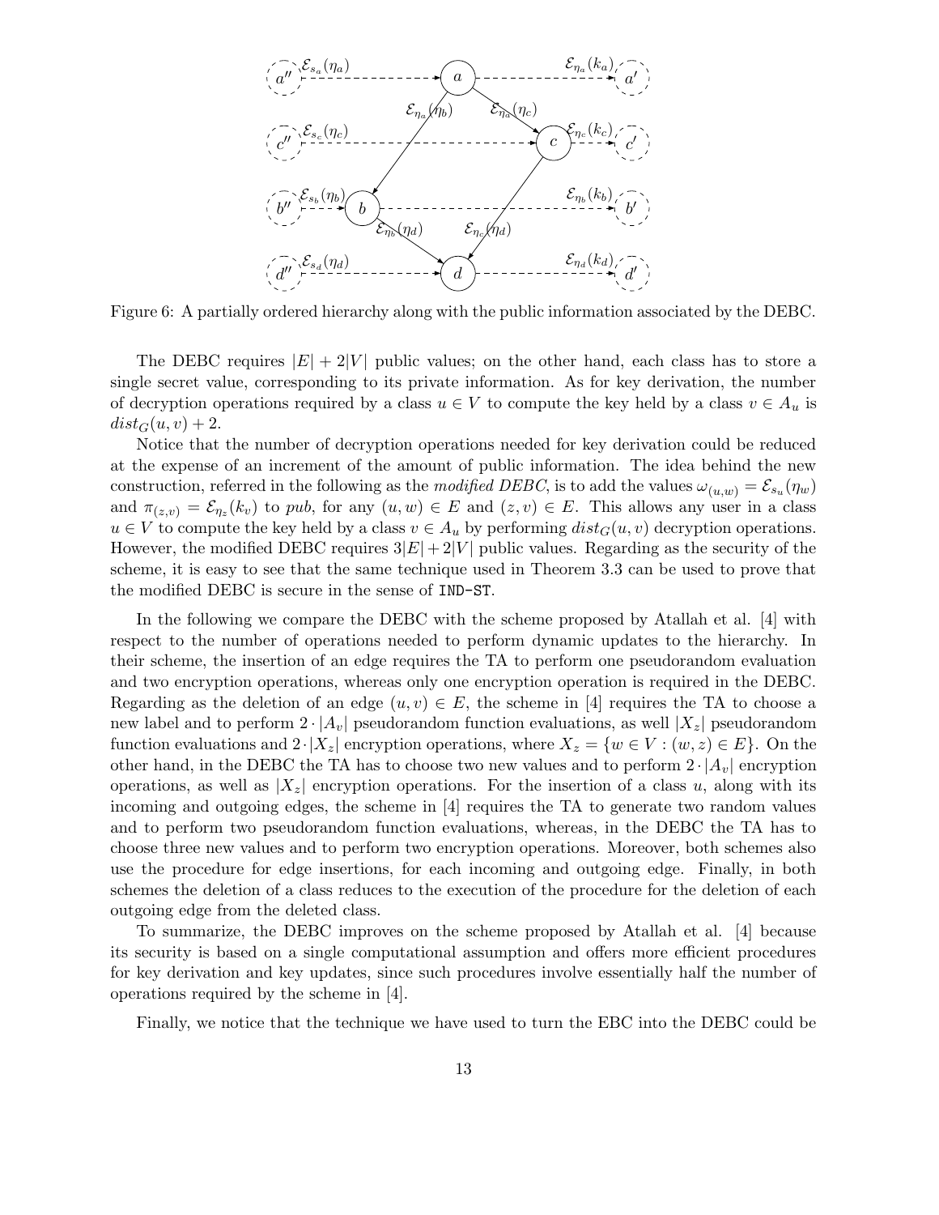Figure 6: A partially ordered hierarchy along with the public information associated by the DEBC.

The DEBC requires $|E| + 2|V|$ public values; on the other hand, each class has to store a single secret value, corresponding to its private information. As for key derivation, the number of decryption operations required by a class $u \in V$ to compute the key held by a class $v \in A_u$ is $dist_G(u, v) + 2$.

Notice that the number of decryption operations needed for key derivation could be reduced at the expense of an increment of the amount of public information. The idea behind the new construction, referred in the following as the *modified DEBC*, is to add the values $\omega_{(u,w)} = \mathcal{E}_{s_u}(\eta_w)$ and $\pi_{(z,v)} = \mathcal{E}_{\eta_z}(k_v)$ to $pub$, for any $(u, w) \in E$ and $(z, v) \in E$. This allows any user in a class $u \in V$ to compute the key held by a class $v \in A_u$ by performing $dist_G(u, v)$ decryption operations. However, the modified DEBC requires $3|E| + 2|V|$ public values. Regarding as the security of the scheme, it is easy to see that the same technique used in Theorem 3.3 can be used to prove that the modified DEBC is secure in the sense of IND-ST.

In the following we compare the DEBC with the scheme proposed by Atallah et al. [4] with respect to the number of operations needed to perform dynamic updates to the hierarchy. In their scheme, the insertion of an edge requires the TA to perform one pseudorandom evaluation and two encryption operations, whereas only one encryption operation is required in the DEBC. Regarding as the deletion of an edge $(u, v) \in E$, the scheme in [4] requires the TA to choose a new label and to perform $2 \cdot |A_v|$ pseudorandom function evaluations, as well $|X_z|$ pseudorandom function evaluations and $2 \cdot |X_z|$ encryption operations, where $X_z = \{w \in V : (w, z) \in E\}$. On the other hand, in the DEBC the TA has to choose two new values and to perform $2 \cdot |A_v|$ encryption operations, as well as $|X_z|$ encryption operations. For the insertion of a class $u$, along with its incoming and outgoing edges, the scheme in [4] requires the TA to generate two random values and to perform two pseudorandom function evaluations, whereas, in the DEBC the TA has to choose three new values and to perform two encryption operations. Moreover, both schemes also use the procedure for edge insertions, for each incoming and outgoing edge. Finally, in both schemes the deletion of a class reduces to the execution of the procedure for the deletion of each outgoing edge from the deleted class.

To summarize, the DEBC improves on the scheme proposed by Atallah et al. [4] because its security is based on a single computational assumption and offers more efficient procedures for key derivation and key updates, since such procedures involve essentially half the number of operations required by the scheme in [4].

Finally, we notice that the technique we have used to turn the EBC into the DEBC could be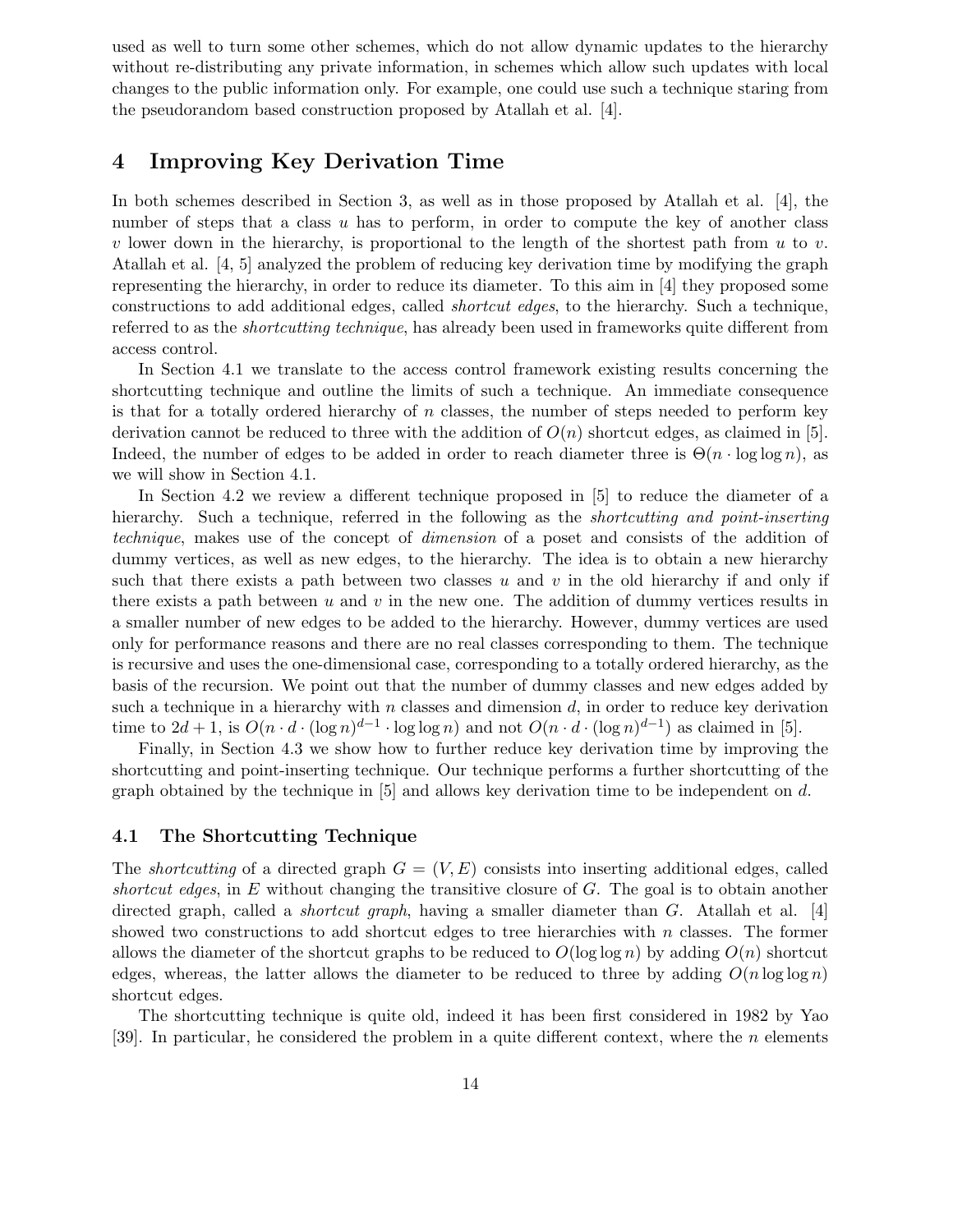used as well to turn some other schemes, which do not allow dynamic updates to the hierarchy without re-distributing any private information, in schemes which allow such updates with local changes to the public information only. For example, one could use such a technique staring from the pseudorandom based construction proposed by Atallah et al. [4].

## 4 Improving Key Derivation Time

In both schemes described in Section 3, as well as in those proposed by Atallah et al. [4], the number of steps that a class $u$ has to perform, in order to compute the key of another class $v$ lower down in the hierarchy, is proportional to the length of the shortest path from $u$ to $v$. Atallah et al. [4, 5] analyzed the problem of reducing key derivation time by modifying the graph representing the hierarchy, in order to reduce its diameter. To this aim in [4] they proposed some constructions to add additional edges, called *shortcut edges*, to the hierarchy. Such a technique, referred to as the *shortcutting technique*, has already been used in frameworks quite different from access control.

In Section 4.1 we translate to the access control framework existing results concerning the shortcutting technique and outline the limits of such a technique. An immediate consequence is that for a totally ordered hierarchy of $n$ classes, the number of steps needed to perform key derivation cannot be reduced to three with the addition of $O(n)$ shortcut edges, as claimed in [5]. Indeed, the number of edges to be added in order to reach diameter three is $\Theta(n \cdot \log\log n)$, as we will show in Section 4.1.

In Section 4.2 we review a different technique proposed in [5] to reduce the diameter of a hierarchy. Such a technique, referred in the following as the *shortcutting and point-inserting technique*, makes use of the concept of *dimension* of a poset and consists of the addition of dummy vertices, as well as new edges, to the hierarchy. The idea is to obtain a new hierarchy such that there exists a path between two classes $u$ and $v$ in the old hierarchy if and only if there exists a path between $u$ and $v$ in the new one. The addition of dummy vertices results in a smaller number of new edges to be added to the hierarchy. However, dummy vertices are used only for performance reasons and there are no real classes corresponding to them. The technique is recursive and uses the one-dimensional case, corresponding to a totally ordered hierarchy, as the basis of the recursion. We point out that the number of dummy classes and new edges added by such a technique in a hierarchy with $n$ classes and dimension $d$, in order to reduce key derivation time to $2d+1$, is $O(n \cdot d \cdot (\log n)^{d-1} \cdot \log\log n)$ and not $O(n \cdot d \cdot (\log n)^{d-1})$ as claimed in [5].

Finally, in Section 4.3 we show how to further reduce key derivation time by improving the shortcutting and point-inserting technique. Our technique performs a further shortcutting of the graph obtained by the technique in [5] and allows key derivation time to be independent on $d$.

### 4.1 The Shortcutting Technique

The *shortcutting* of a directed graph $G = (V, E)$ consists into inserting additional edges, called *shortcut edges*, in $E$ without changing the transitive closure of $G$. The goal is to obtain another directed graph, called a *shortcut graph*, having a smaller diameter than $G$. Atallah et al. [4] showed two constructions to add shortcut edges to tree hierarchies with $n$ classes. The former allows the diameter of the shortcut graphs to be reduced to $O(\log\log n)$ by adding $O(n)$ shortcut edges, whereas, the latter allows the diameter to be reduced to three by adding $O(n \log\log n)$ shortcut edges.

The shortcutting technique is quite old, indeed it has been first considered in 1982 by Yao [39]. In particular, he considered the problem in a quite different context, where the $n$ elements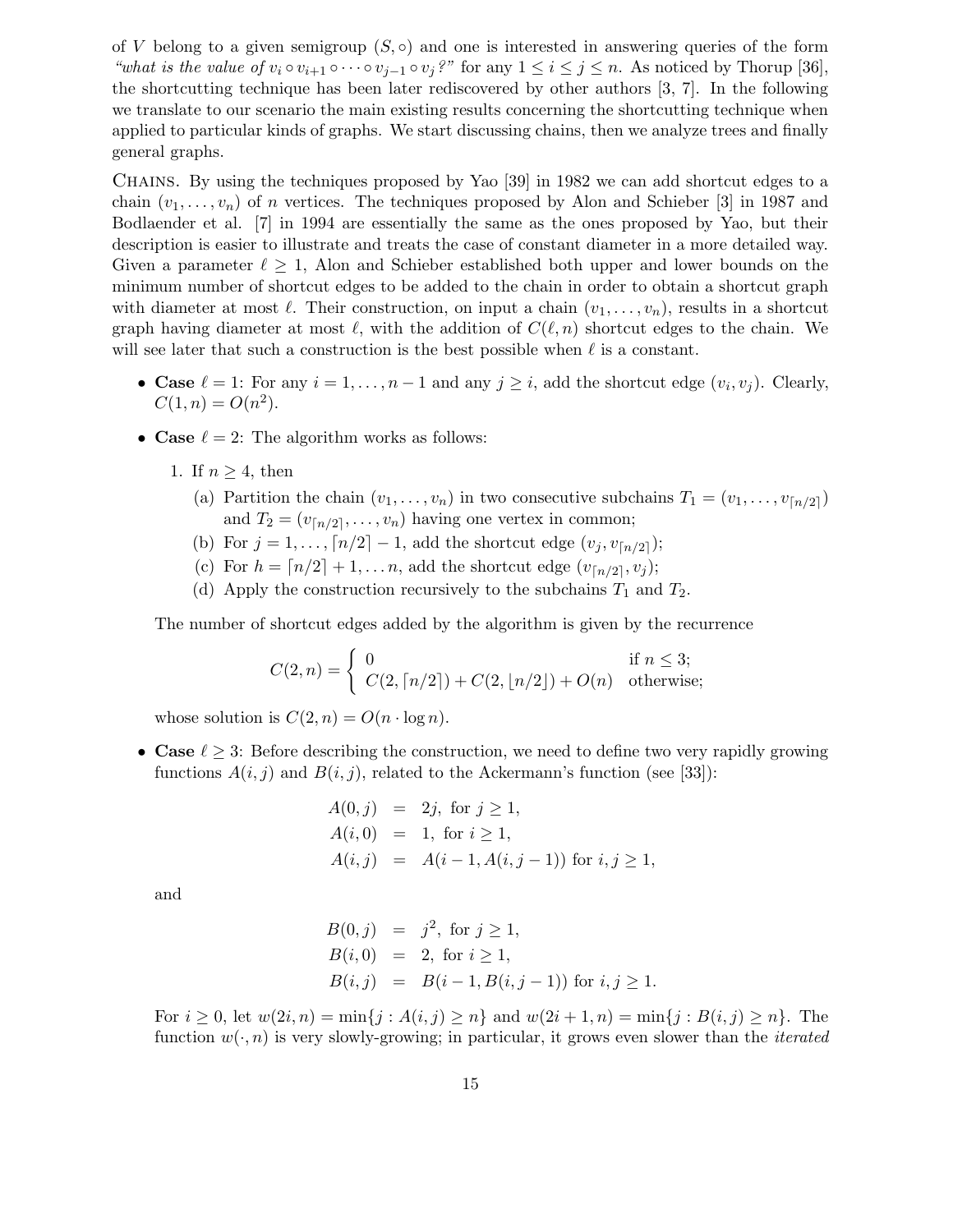of $V$ belong to a given semigroup $(S, \circ)$ and one is interested in answering queries of the form *"what is the value of $v_i \circ v_{i+1} \circ \cdots \circ v_{j-1} \circ v_j$?"* for any $1 \le i \le j \le n$. As noticed by Thorup [36], the shortcutting technique has been later rediscovered by other authors [3, 7]. In the following we translate to our scenario the main existing results concerning the shortcutting technique when applied to particular kinds of graphs. We start discussing chains, then we analyze trees and finally general graphs.

Chains. By using the techniques proposed by Yao [39] in 1982 we can add shortcut edges to a chain $(v_1, \ldots, v_n)$ of $n$ vertices. The techniques proposed by Alon and Schieber [3] in 1987 and Bodlaender et al. [7] in 1994 are essentially the same as the ones proposed by Yao, but their description is easier to illustrate and treats the case of constant diameter in a more detailed way. Given a parameter $\ell \ge 1$, Alon and Schieber established both upper and lower bounds on the minimum number of shortcut edges to be added to the chain in order to obtain a shortcut graph with diameter at most $\ell$. Their construction, on input a chain $(v_1, \ldots, v_n)$, results in a shortcut graph having diameter at most $\ell$, with the addition of $C(\ell, n)$ shortcut edges to the chain. We will see later that such a construction is the best possible when $\ell$ is a constant.

- **Case** $\ell = 1$: For any $i = 1, \ldots, n-1$ and any $j \ge i$, add the shortcut edge $(v_i, v_j)$. Clearly, $C(1, n) = O(n^2)$.
- **Case** $\ell = 2$: The algorithm works as follows:
  1. If $n \ge 4$, then
     (a) Partition the chain $(v_1, \ldots, v_n)$ in two consecutive subchains $T_1 = (v_1, \ldots, v_{\lceil n/2 \rceil})$ and $T_2 = (v_{\lceil n/2 \rceil}, \ldots, v_n)$ having one vertex in common;
     (b) For $j = 1, \ldots, \lceil n/2 \rceil - 1$, add the shortcut edge $(v_j, v_{\lceil n/2 \rceil})$;
     (c) For $h = \lceil n/2 \rceil + 1, \ldots n$, add the shortcut edge $(v_{\lceil n/2 \rceil}, v_j)$;
     (d) Apply the construction recursively to the subchains $T_1$ and $T_2$.

  The number of shortcut edges added by the algorithm is given by the recurrence

  $$C(2, n) = \begin{cases} 0 & \text{if } n \le 3; \\ C(2, \lceil n/2 \rceil) + C(2, \lfloor n/2 \rfloor) + O(n) & \text{otherwise;} \end{cases}$$

  whose solution is $C(2, n) = O(n \cdot \log n)$.
- **Case** $\ell \ge 3$: Before describing the construction, we need to define two very rapidly growing functions $A(i, j)$ and $B(i, j)$, related to the Ackermann's function (see [33]):

  $$\begin{aligned} A(0, j) &= 2j, \text{ for } j \ge 1, \\ A(i, 0) &= 1, \text{ for } i \ge 1, \\ A(i, j) &= A(i-1, A(i, j-1)) \text{ for } i, j \ge 1, \end{aligned}$$

  and

  $$\begin{aligned} B(0, j) &= j^2, \text{ for } j \ge 1, \\ B(i, 0) &= 2, \text{ for } i \ge 1, \\ B(i, j) &= B(i-1, B(i, j-1)) \text{ for } i, j \ge 1. \end{aligned}$$

  For $i \ge 0$, let $w(2i, n) = \min\{j : A(i, j) \ge n\}$ and $w(2i+1, n) = \min\{j : B(i, j) \ge n\}$. The function $w(\cdot, n)$ is very slowly-growing; in particular, it grows even slower than the *iterated*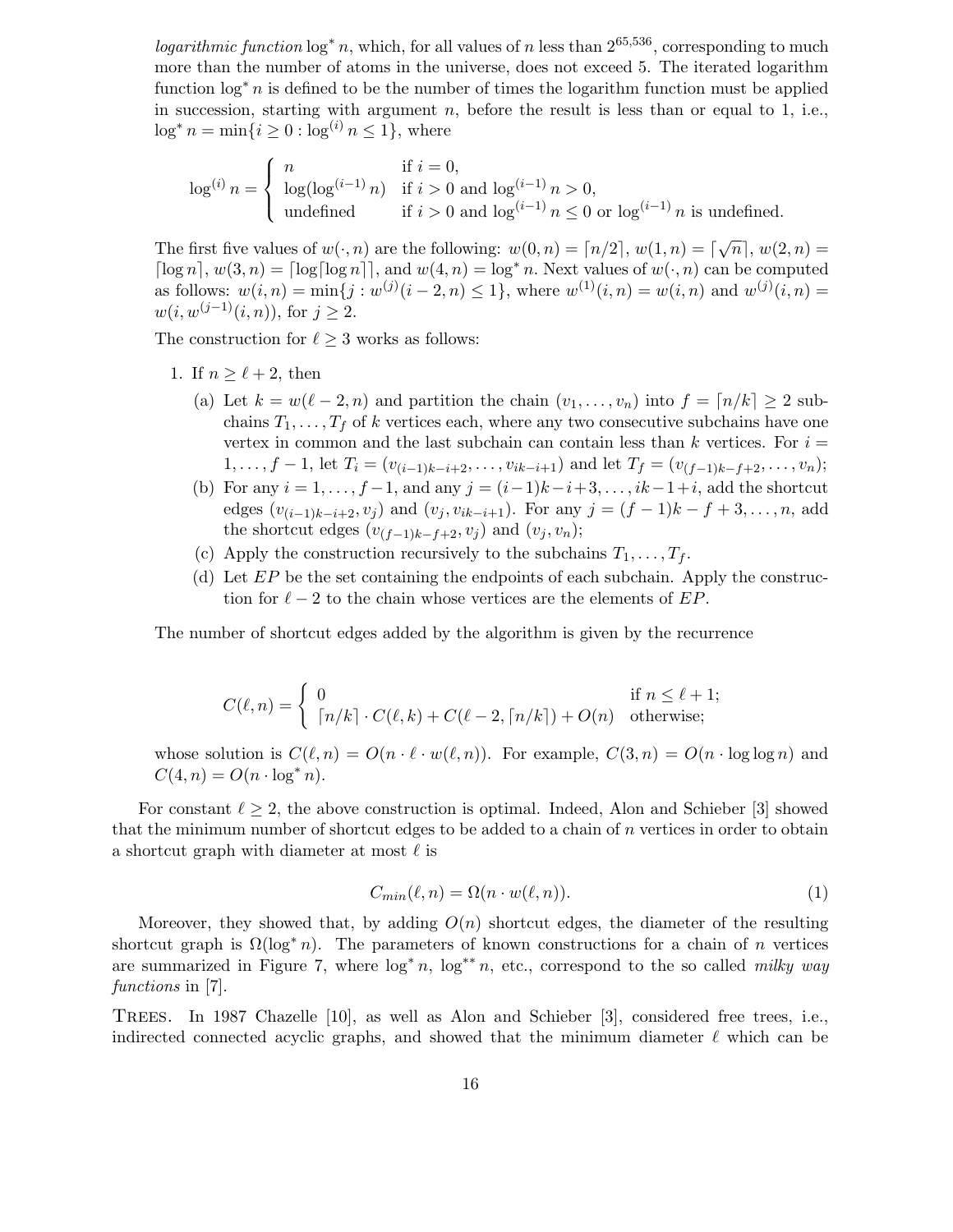*logarithmic function* $\log^* n$, which, for all values of $n$ less than $2^{65,536}$, corresponding to much more than the number of atoms in the universe, does not exceed 5. The iterated logarithm function $\log^* n$ is defined to be the number of times the logarithm function must be applied in succession, starting with argument $n$, before the result is less than or equal to 1, i.e., $\log^* n = \min\{i \geq 0 : \log^{(i)} n \leq 1\}$, where

$$\log^{(i)} n = \begin{cases} n & \text{if } i = 0, \\ \log(\log^{(i-1)} n) & \text{if } i > 0 \text{ and } \log^{(i-1)} n > 0, \\ \text{undefined} & \text{if } i > 0 \text{ and } \log^{(i-1)} n \leq 0 \text{ or } \log^{(i-1)} n \text{ is undefined.} \end{cases}$$

The first five values of $w(\cdot, n)$ are the following: $w(0, n) = \lceil n/2 \rceil$, $w(1, n) = \lceil \sqrt{n} \rceil$, $w(2, n) = \lceil \log n \rceil$, $w(3, n) = \lceil \log \lceil \log n \rceil \rceil$, and $w(4, n) = \log^* n$. Next values of $w(\cdot, n)$ can be computed as follows: $w(i, n) = \min\{j : w^{(j)}(i-2, n) \leq 1\}$, where $w^{(1)}(i, n) = w(i, n)$ and $w^{(j)}(i, n) = w(i, w^{(j-1)}(i, n))$, for $j \geq 2$.

The construction for $\ell \geq 3$ works as follows:

1. If $n \geq \ell + 2$, then
   (a) Let $k = w(\ell - 2, n)$ and partition the chain $(v_1, \ldots, v_n)$ into $f = \lceil n/k \rceil \geq 2$ subchains $T_1, \ldots, T_f$ of $k$ vertices each, where any two consecutive subchains have one vertex in common and the last subchain can contain less than $k$ vertices. For $i = 1, \ldots, f-1$, let $T_i = (v_{(i-1)k-i+2}, \ldots, v_{ik-i+1})$ and let $T_f = (v_{(f-1)k-f+2}, \ldots, v_n)$;
   (b) For any $i = 1, \ldots, f-1$, and any $j = (i-1)k - i + 3, \ldots, ik - 1 + i$, add the shortcut edges $(v_{(i-1)k-i+2}, v_j)$ and $(v_j, v_{ik-i+1})$. For any $j = (f-1)k - f + 3, \ldots, n$, add the shortcut edges $(v_{(f-1)k-f+2}, v_j)$ and $(v_j, v_n)$;
   (c) Apply the construction recursively to the subchains $T_1, \ldots, T_f$.
   (d) Let $EP$ be the set containing the endpoints of each subchain. Apply the construction for $\ell - 2$ to the chain whose vertices are the elements of $EP$.

The number of shortcut edges added by the algorithm is given by the recurrence

$$C(\ell, n) = \begin{cases} 0 & \text{if } n \leq \ell + 1; \\ \lceil n/k \rceil \cdot C(\ell, k) + C(\ell - 2, \lceil n/k \rceil) + O(n) & \text{otherwise;} \end{cases}$$

whose solution is $C(\ell, n) = O(n \cdot \ell \cdot w(\ell, n))$. For example, $C(3, n) = O(n \cdot \log \log n)$ and $C(4, n) = O(n \cdot \log^* n)$.

For constant $\ell \geq 2$, the above construction is optimal. Indeed, Alon and Schieber [3] showed that the minimum number of shortcut edges to be added to a chain of $n$ vertices in order to obtain a shortcut graph with diameter at most $\ell$ is

$$C_{min}(\ell, n) = \Omega(n \cdot w(\ell, n)). \tag{1}$$

Moreover, they showed that, by adding $O(n)$ shortcut edges, the diameter of the resulting shortcut graph is $\Omega(\log^* n)$. The parameters of known constructions for a chain of $n$ vertices are summarized in Figure 7, where $\log^* n$, $\log^{**} n$, etc., correspond to the so called *milky way functions* in [7].

Trees. In 1987 Chazelle [10], as well as Alon and Schieber [3], considered free trees, i.e., indirected connected acyclic graphs, and showed that the minimum diameter $\ell$ which can be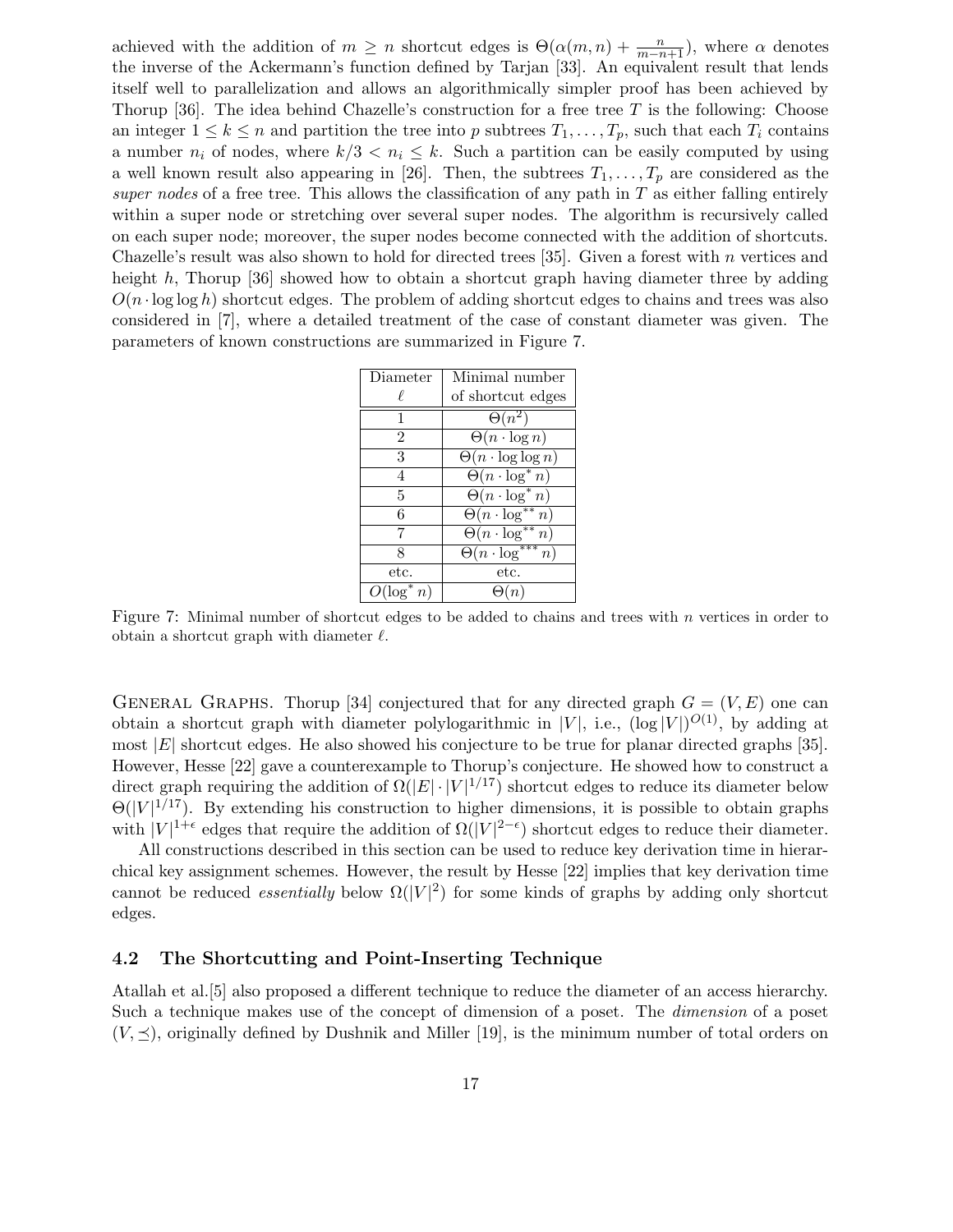achieved with the addition of $m \geq n$ shortcut edges is $\Theta(\alpha(m,n) + \frac{n}{m-n+1})$, where $\alpha$ denotes the inverse of the Ackermann's function defined by Tarjan [33]. An equivalent result that lends itself well to parallelization and allows an algorithmically simpler proof has been achieved by Thorup [36]. The idea behind Chazelle's construction for a free tree $T$ is the following: Choose an integer $1 \leq k \leq n$ and partition the tree into $p$ subtrees $T_1, \ldots, T_p$, such that each $T_i$ contains a number $n_i$ of nodes, where $k/3 < n_i \leq k$. Such a partition can be easily computed by using a well known result also appearing in [26]. Then, the subtrees $T_1, \ldots, T_p$ are considered as the *super nodes* of a free tree. This allows the classification of any path in $T$ as either falling entirely within a super node or stretching over several super nodes. The algorithm is recursively called on each super node; moreover, the super nodes become connected with the addition of shortcuts. Chazelle's result was also shown to hold for directed trees [35]. Given a forest with $n$ vertices and height $h$, Thorup [36] showed how to obtain a shortcut graph having diameter three by adding $O(n \cdot \log\log h)$ shortcut edges. The problem of adding shortcut edges to chains and trees was also considered in [7], where a detailed treatment of the case of constant diameter was given. The parameters of known constructions are summarized in Figure 7.

| Diameter $\ell$ | Minimal number of shortcut edges |
|---|---|
| 1 | $\Theta(n^2)$ |
| 2 | $\Theta(n \cdot \log n)$ |
| 3 | $\Theta(n \cdot \log\log n)$ |
| 4 | $\Theta(n \cdot \log^* n)$ |
| 5 | $\Theta(n \cdot \log^* n)$ |
| 6 | $\Theta(n \cdot \log^{**} n)$ |
| 7 | $\Theta(n \cdot \log^{**} n)$ |
| 8 | $\Theta(n \cdot \log^{***} n)$ |
| etc. | etc. |
| $O(\log^* n)$ | $\Theta(n)$ |

Figure 7: Minimal number of shortcut edges to be added to chains and trees with $n$ vertices in order to obtain a shortcut graph with diameter $\ell$.

General Graphs. Thorup [34] conjectured that for any directed graph $G = (V, E)$ one can obtain a shortcut graph with diameter polylogarithmic in $|V|$, i.e., $(\log |V|)^{O(1)}$, by adding at most $|E|$ shortcut edges. He also showed his conjecture to be true for planar directed graphs [35]. However, Hesse [22] gave a counterexample to Thorup's conjecture. He showed how to construct a direct graph requiring the addition of $\Omega(|E| \cdot |V|^{1/17})$ shortcut edges to reduce its diameter below $\Theta(|V|^{1/17})$. By extending his construction to higher dimensions, it is possible to obtain graphs with $|V|^{1+\epsilon}$ edges that require the addition of $\Omega(|V|^{2-\epsilon})$ shortcut edges to reduce their diameter.

All constructions described in this section can be used to reduce key derivation time in hierarchical key assignment schemes. However, the result by Hesse [22] implies that key derivation time cannot be reduced *essentially* below $\Omega(|V|^2)$ for some kinds of graphs by adding only shortcut edges.

### 4.2 The Shortcutting and Point-Inserting Technique

Atallah et al.[5] also proposed a different technique to reduce the diameter of an access hierarchy. Such a technique makes use of the concept of dimension of a poset. The *dimension* of a poset $(V, \preceq)$, originally defined by Dushnik and Miller [19], is the minimum number of total orders on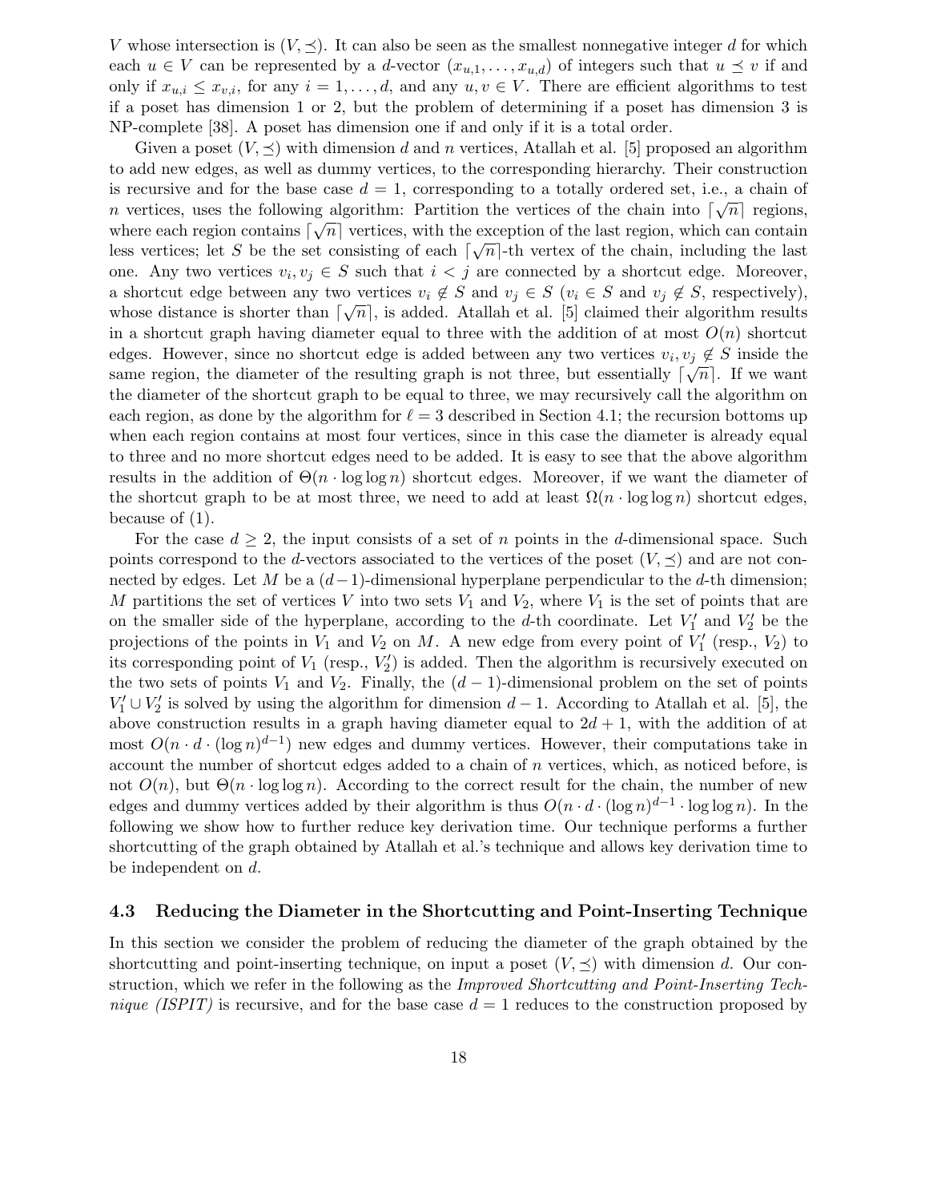$V$ whose intersection is $(V, \preceq)$. It can also be seen as the smallest nonnegative integer $d$ for which each $u \in V$ can be represented by a $d$-vector $(x_{u,1}, \ldots, x_{u,d})$ of integers such that $u \preceq v$ if and only if $x_{u,i} \leq x_{v,i}$, for any $i = 1, \ldots, d$, and any $u, v \in V$. There are efficient algorithms to test if a poset has dimension 1 or 2, but the problem of determining if a poset has dimension 3 is NP-complete [38]. A poset has dimension one if and only if it is a total order.

Given a poset $(V, \preceq)$ with dimension $d$ and $n$ vertices, Atallah et al. [5] proposed an algorithm to add new edges, as well as dummy vertices, to the corresponding hierarchy. Their construction is recursive and for the base case $d = 1$, corresponding to a totally ordered set, i.e., a chain of $n$ vertices, uses the following algorithm: Partition the vertices of the chain into $\lceil \sqrt{n} \rceil$ regions, where each region contains $\lceil \sqrt{n} \rceil$ vertices, with the exception of the last region, which can contain less vertices; let $S$ be the set consisting of each $\lceil \sqrt{n} \rceil$-th vertex of the chain, including the last one. Any two vertices $v_i, v_j \in S$ such that $i < j$ are connected by a shortcut edge. Moreover, a shortcut edge between any two vertices $v_i \notin S$ and $v_j \in S$ ($v_i \in S$ and $v_j \notin S$, respectively), whose distance is shorter than $\lceil \sqrt{n} \rceil$, is added. Atallah et al. [5] claimed their algorithm results in a shortcut graph having diameter equal to three with the addition of at most $O(n)$ shortcut edges. However, since no shortcut edge is added between any two vertices $v_i, v_j \notin S$ inside the same region, the diameter of the resulting graph is not three, but essentially $\lceil \sqrt{n} \rceil$. If we want the diameter of the shortcut graph to be equal to three, we may recursively call the algorithm on each region, as done by the algorithm for $\ell = 3$ described in Section 4.1; the recursion bottoms up when each region contains at most four vertices, since in this case the diameter is already equal to three and no more shortcut edges need to be added. It is easy to see that the above algorithm results in the addition of $\Theta(n \cdot \log \log n)$ shortcut edges. Moreover, if we want the diameter of the shortcut graph to be at most three, we need to add at least $\Omega(n \cdot \log \log n)$ shortcut edges, because of (1).

For the case $d \geq 2$, the input consists of a set of $n$ points in the $d$-dimensional space. Such points correspond to the $d$-vectors associated to the vertices of the poset $(V, \preceq)$ and are not connected by edges. Let $M$ be a $(d-1)$-dimensional hyperplane perpendicular to the $d$-th dimension; $M$ partitions the set of vertices $V$ into two sets $V_1$ and $V_2$, where $V_1$ is the set of points that are on the smaller side of the hyperplane, according to the $d$-th coordinate. Let $V_1'$ and $V_2'$ be the projections of the points in $V_1$ and $V_2$ on $M$. A new edge from every point of $V_1'$ (resp., $V_2$) to its corresponding point of $V_1$ (resp., $V_2'$) is added. Then the algorithm is recursively executed on the two sets of points $V_1$ and $V_2$. Finally, the $(d-1)$-dimensional problem on the set of points $V_1' \cup V_2'$ is solved by using the algorithm for dimension $d-1$. According to Atallah et al. [5], the above construction results in a graph having diameter equal to $2d + 1$, with the addition of at most $O(n \cdot d \cdot (\log n)^{d-1})$ new edges and dummy vertices. However, their computations take in account the number of shortcut edges added to a chain of $n$ vertices, which, as noticed before, is not $O(n)$, but $\Theta(n \cdot \log \log n)$. According to the correct result for the chain, the number of new edges and dummy vertices added by their algorithm is thus $O(n \cdot d \cdot (\log n)^{d-1} \cdot \log \log n)$. In the following we show how to further reduce key derivation time. Our technique performs a further shortcutting of the graph obtained by Atallah et al.'s technique and allows key derivation time to be independent on $d$.

### 4.3 Reducing the Diameter in the Shortcutting and Point-Inserting Technique

In this section we consider the problem of reducing the diameter of the graph obtained by the shortcutting and point-inserting technique, on input a poset $(V, \preceq)$ with dimension $d$. Our construction, which we refer in the following as the *Improved Shortcutting and Point-Inserting Technique (ISPIT)* is recursive, and for the base case $d = 1$ reduces to the construction proposed by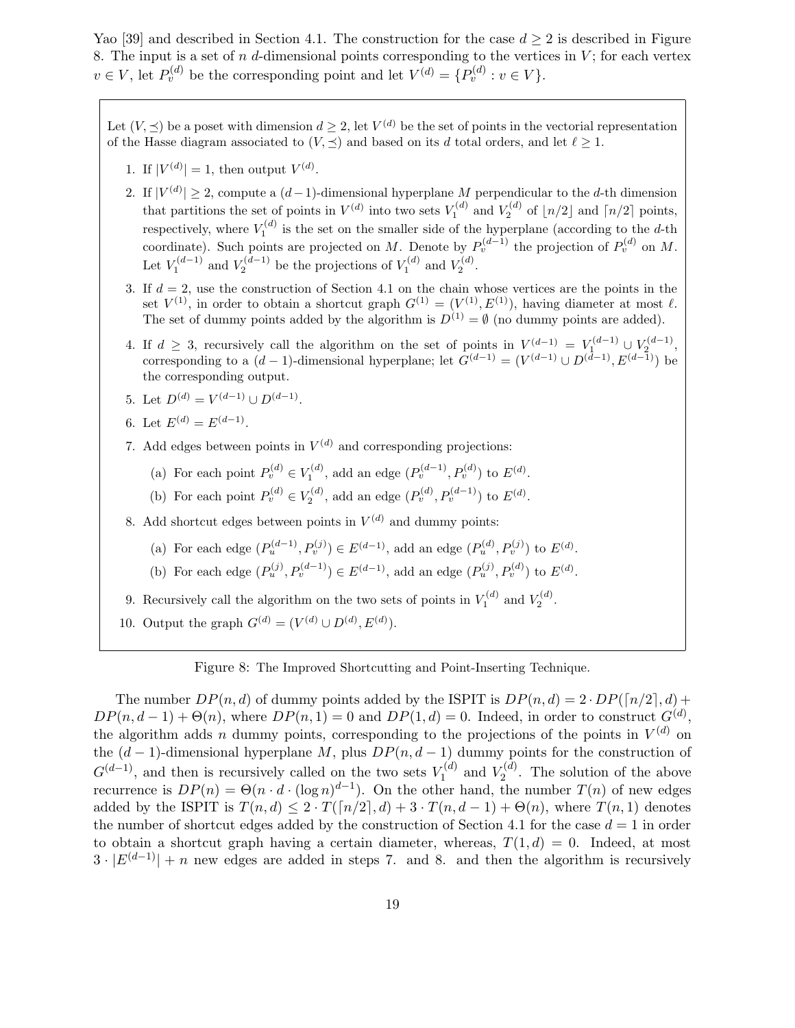Yao [39] and described in Section 4.1. The construction for the case $d \geq 2$ is described in Figure 8. The input is a set of $n$ $d$-dimensional points corresponding to the vertices in $V$; for each vertex $v \in V$, let $P_v^{(d)}$ be the corresponding point and let $V^{(d)} = \{P_v^{(d)} : v \in V\}$.

---

Let $(V, \preceq)$ be a poset with dimension $d \geq 2$, let $V^{(d)}$ be the set of points in the vectorial representation of the Hasse diagram associated to $(V, \preceq)$ and based on its $d$ total orders, and let $\ell \geq 1$.

1. If $|V^{(d)}| = 1$, then output $V^{(d)}$.
2. If $|V^{(d)}| \geq 2$, compute a $(d-1)$-dimensional hyperplane $M$ perpendicular to the $d$-th dimension that partitions the set of points in $V^{(d)}$ into two sets $V_1^{(d)}$ and $V_2^{(d)}$ of $\lfloor n/2 \rfloor$ and $\lceil n/2 \rceil$ points, respectively, where $V_1^{(d)}$ is the set on the smaller side of the hyperplane (according to the $d$-th coordinate). Such points are projected on $M$. Denote by $P_v^{(d-1)}$ the projection of $P_v^{(d)}$ on $M$. Let $V_1^{(d-1)}$ and $V_2^{(d-1)}$ be the projections of $V_1^{(d)}$ and $V_2^{(d)}$.
3. If $d = 2$, use the construction of Section 4.1 on the chain whose vertices are the points in the set $V^{(1)}$, in order to obtain a shortcut graph $G^{(1)} = (V^{(1)}, E^{(1)})$, having diameter at most $\ell$. The set of dummy points added by the algorithm is $D^{(1)} = \emptyset$ (no dummy points are added).
4. If $d \geq 3$, recursively call the algorithm on the set of points in $V^{(d-1)} = V_1^{(d-1)} \cup V_2^{(d-1)}$, corresponding to a $(d-1)$-dimensional hyperplane; let $G^{(d-1)} = (V^{(d-1)} \cup D^{(d-1)}, E^{(d-1)})$ be the corresponding output.
5. Let $D^{(d)} = V^{(d-1)} \cup D^{(d-1)}$.
6. Let $E^{(d)} = E^{(d-1)}$.
7. Add edges between points in $V^{(d)}$ and corresponding projections:
   (a) For each point $P_v^{(d)} \in V_1^{(d)}$, add an edge $(P_v^{(d-1)}, P_v^{(d)})$ to $E^{(d)}$.
   (b) For each point $P_v^{(d)} \in V_2^{(d)}$, add an edge $(P_v^{(d)}, P_v^{(d-1)})$ to $E^{(d)}$.
8. Add shortcut edges between points in $V^{(d)}$ and dummy points:
   (a) For each edge $(P_u^{(d-1)}, P_v^{(j)}) \in E^{(d-1)}$, add an edge $(P_u^{(d)}, P_v^{(j)})$ to $E^{(d)}$.
   (b) For each edge $(P_u^{(j)}, P_v^{(d-1)}) \in E^{(d-1)}$, add an edge $(P_u^{(j)}, P_v^{(d)})$ to $E^{(d)}$.
9. Recursively call the algorithm on the two sets of points in $V_1^{(d)}$ and $V_2^{(d)}$.
10. Output the graph $G^{(d)} = (V^{(d)} \cup D^{(d)}, E^{(d)})$.

---

Figure 8: The Improved Shortcutting and Point-Inserting Technique.

The number $DP(n, d)$ of dummy points added by the ISPIT is $DP(n, d) = 2 \cdot DP(\lceil n/2 \rceil, d) + DP(n, d-1) + \Theta(n)$, where $DP(n, 1) = 0$ and $DP(1, d) = 0$. Indeed, in order to construct $G^{(d)}$, the algorithm adds $n$ dummy points, corresponding to the projections of the points in $V^{(d)}$ on the $(d-1)$-dimensional hyperplane $M$, plus $DP(n, d-1)$ dummy points for the construction of $G^{(d-1)}$, and then is recursively called on the two sets $V_1^{(d)}$ and $V_2^{(d)}$. The solution of the above recurrence is $DP(n) = \Theta(n \cdot d \cdot (\log n)^{d-1})$. On the other hand, the number $T(n)$ of new edges added by the ISPIT is $T(n, d) \leq 2 \cdot T(\lceil n/2 \rceil, d) + 3 \cdot T(n, d-1) + \Theta(n)$, where $T(n, 1)$ denotes the number of shortcut edges added by the construction of Section 4.1 for the case $d = 1$ in order to obtain a shortcut graph having a certain diameter, whereas, $T(1, d) = 0$. Indeed, at most $3 \cdot |E^{(d-1)}| + n$ new edges are added in steps 7. and 8. and then the algorithm is recursively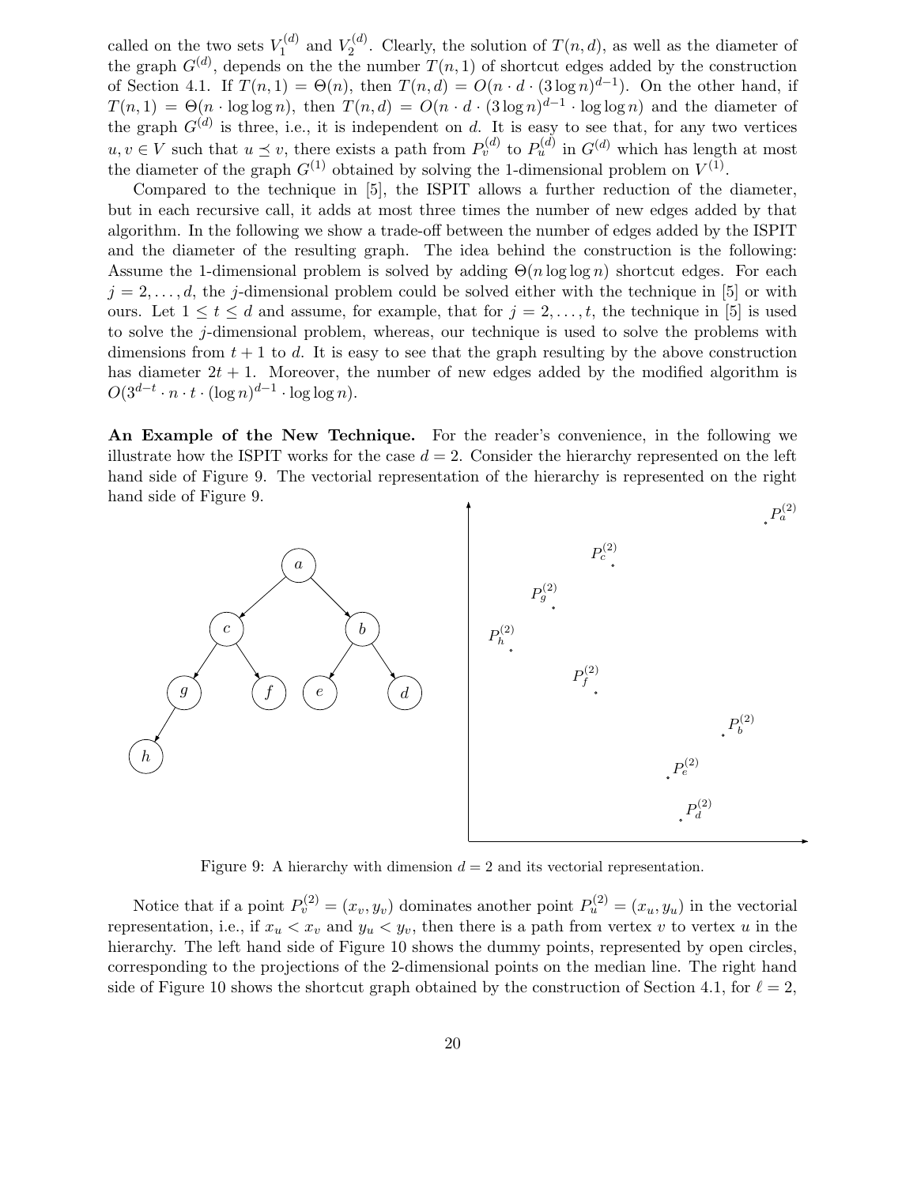called on the two sets $V_1^{(d)}$ and $V_2^{(d)}$. Clearly, the solution of $T(n,d)$, as well as the diameter of the graph $G^{(d)}$, depends on the the number $T(n,1)$ of shortcut edges added by the construction of Section 4.1. If $T(n,1) = \Theta(n)$, then $T(n,d) = O(n \cdot d \cdot (3 \log n)^{d-1})$. On the other hand, if $T(n,1) = \Theta(n \cdot \log\log n)$, then $T(n,d) = O(n \cdot d \cdot (3 \log n)^{d-1} \cdot \log\log n)$ and the diameter of the graph $G^{(d)}$ is three, i.e., it is independent on $d$. It is easy to see that, for any two vertices $u, v \in V$ such that $u \preceq v$, there exists a path from $P_v^{(d)}$ to $P_u^{(d)}$ in $G^{(d)}$ which has length at most the diameter of the graph $G^{(1)}$ obtained by solving the 1-dimensional problem on $V^{(1)}$.

Compared to the technique in [5], the ISPIT allows a further reduction of the diameter, but in each recursive call, it adds at most three times the number of new edges added by that algorithm. In the following we show a trade-off between the number of edges added by the ISPIT and the diameter of the resulting graph. The idea behind the construction is the following: Assume the 1-dimensional problem is solved by adding $\Theta(n \log\log n)$ shortcut edges. For each $j = 2, \ldots, d$, the $j$-dimensional problem could be solved either with the technique in [5] or with ours. Let $1 \leq t \leq d$ and assume, for example, that for $j = 2, \ldots, t$, the technique in [5] is used to solve the $j$-dimensional problem, whereas, our technique is used to solve the problems with dimensions from $t+1$ to $d$. It is easy to see that the graph resulting by the above construction has diameter $2t+1$. Moreover, the number of new edges added by the modified algorithm is $O(3^{d-t} \cdot n \cdot t \cdot (\log n)^{d-1} \cdot \log\log n)$.

**An Example of the New Technique.** For the reader's convenience, in the following we illustrate how the ISPIT works for the case $d = 2$. Consider the hierarchy represented on the left hand side of Figure 9. The vectorial representation of the hierarchy is represented on the right hand side of Figure 9.

Figure 9: A hierarchy with dimension $d = 2$ and its vectorial representation.

Notice that if a point $P_v^{(2)} = (x_v, y_v)$ dominates another point $P_u^{(2)} = (x_u, y_u)$ in the vectorial representation, i.e., if $x_u < x_v$ and $y_u < y_v$, then there is a path from vertex $v$ to vertex $u$ in the hierarchy. The left hand side of Figure 10 shows the dummy points, represented by open circles, corresponding to the projections of the 2-dimensional points on the median line. The right hand side of Figure 10 shows the shortcut graph obtained by the construction of Section 4.1, for $\ell = 2$,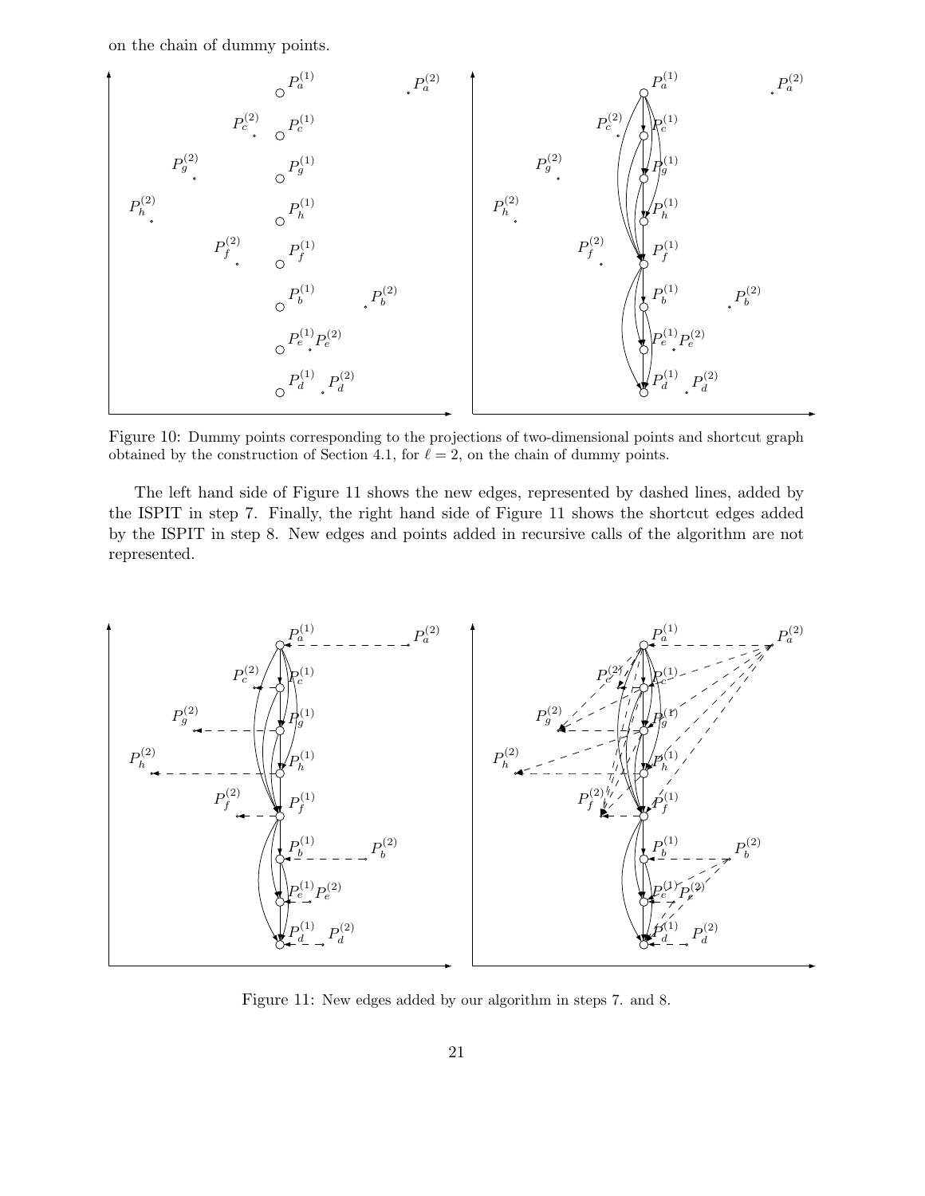on the chain of dummy points.

Figure 10: Dummy points corresponding to the projections of two-dimensional points and shortcut graph obtained by the construction of Section 4.1, for $\ell = 2$, on the chain of dummy points.

The left hand side of Figure 11 shows the new edges, represented by dashed lines, added by the ISPIT in step 7. Finally, the right hand side of Figure 11 shows the shortcut edges added by the ISPIT in step 8. New edges and points added in recursive calls of the algorithm are not represented.

Figure 11: New edges added by our algorithm in steps 7. and 8.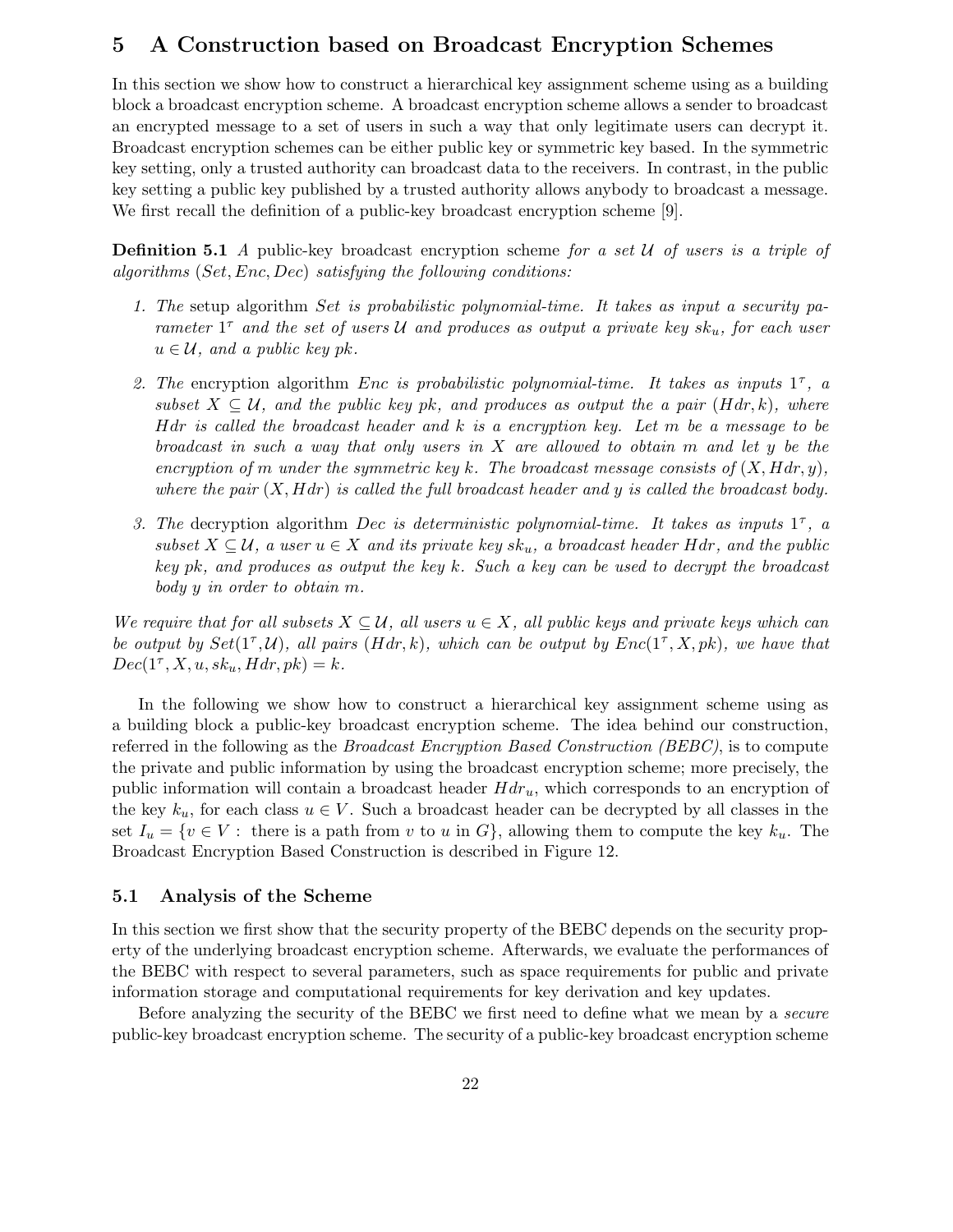# 5 A Construction based on Broadcast Encryption Schemes

In this section we show how to construct a hierarchical key assignment scheme using as a building block a broadcast encryption scheme. A broadcast encryption scheme allows a sender to broadcast an encrypted message to a set of users in such a way that only legitimate users can decrypt it. Broadcast encryption schemes can be either public key or symmetric key based. In the symmetric key setting, only a trusted authority can broadcast data to the receivers. In contrast, in the public key setting a public key published by a trusted authority allows anybody to broadcast a message. We first recall the definition of a public-key broadcast encryption scheme [9].

**Definition 5.1** *A* public-key broadcast encryption scheme *for a set $\mathcal{U}$ of users is a triple of algorithms $(Set, Enc, Dec)$ satisfying the following conditions:*

1. *The* setup algorithm *$Set$ is probabilistic polynomial-time. It takes as input a security parameter $1^\tau$ and the set of users $\mathcal{U}$ and produces as output a private key $sk_u$, for each user $u \in \mathcal{U}$, and a public key $pk$.*

2. *The* encryption algorithm *$Enc$ is probabilistic polynomial-time. It takes as inputs $1^\tau$, a subset $X \subseteq \mathcal{U}$, and the public key $pk$, and produces as output the pair $(Hdr, k)$, where $Hdr$ is called the broadcast header and $k$ is a encryption key. Let $m$ be a message to be broadcast in such a way that only users in $X$ are allowed to obtain $m$ and let $y$ be the encryption of $m$ under the symmetric key $k$. The broadcast message consists of $(X, Hdr, y)$, where the pair $(X, Hdr)$ is called the full broadcast header and $y$ is called the broadcast body.*

3. *The* decryption algorithm *$Dec$ is deterministic polynomial-time. It takes as inputs $1^\tau$, a subset $X \subseteq \mathcal{U}$, a user $u \in X$ and its private key $sk_u$, a broadcast header $Hdr$, and the public key $pk$, and produces as output the key $k$. Such a key can be used to decrypt the broadcast body $y$ in order to obtain $m$.*

*We require that for all subsets $X \subseteq \mathcal{U}$, all users $u \in X$, all public keys and private keys which can be output by $Set(1^\tau, \mathcal{U})$, all pairs $(Hdr, k)$, which can be output by $Enc(1^\tau, X, pk)$, we have that $Dec(1^\tau, X, u, sk_u, Hdr, pk) = k$.*

In the following we show how to construct a hierarchical key assignment scheme using as a building block a public-key broadcast encryption scheme. The idea behind our construction, referred in the following as the *Broadcast Encryption Based Construction (BEBC)*, is to compute the private and public information by using the broadcast encryption scheme; more precisely, the public information will contain a broadcast header $Hdr_u$, which corresponds to an encryption of the key $k_u$, for each class $u \in V$. Such a broadcast header can be decrypted by all classes in the set $I_u = \{v \in V :$ there is a path from $v$ to $u$ in $G\}$, allowing them to compute the key $k_u$. The Broadcast Encryption Based Construction is described in Figure 12.

## 5.1 Analysis of the Scheme

In this section we first show that the security property of the BEBC depends on the security property of the underlying broadcast encryption scheme. Afterwards, we evaluate the performances of the BEBC with respect to several parameters, such as space requirements for public and private information storage and computational requirements for key derivation and key updates.

Before analyzing the security of the BEBC we first need to define what we mean by a *secure* public-key broadcast encryption scheme. The security of a public-key broadcast encryption scheme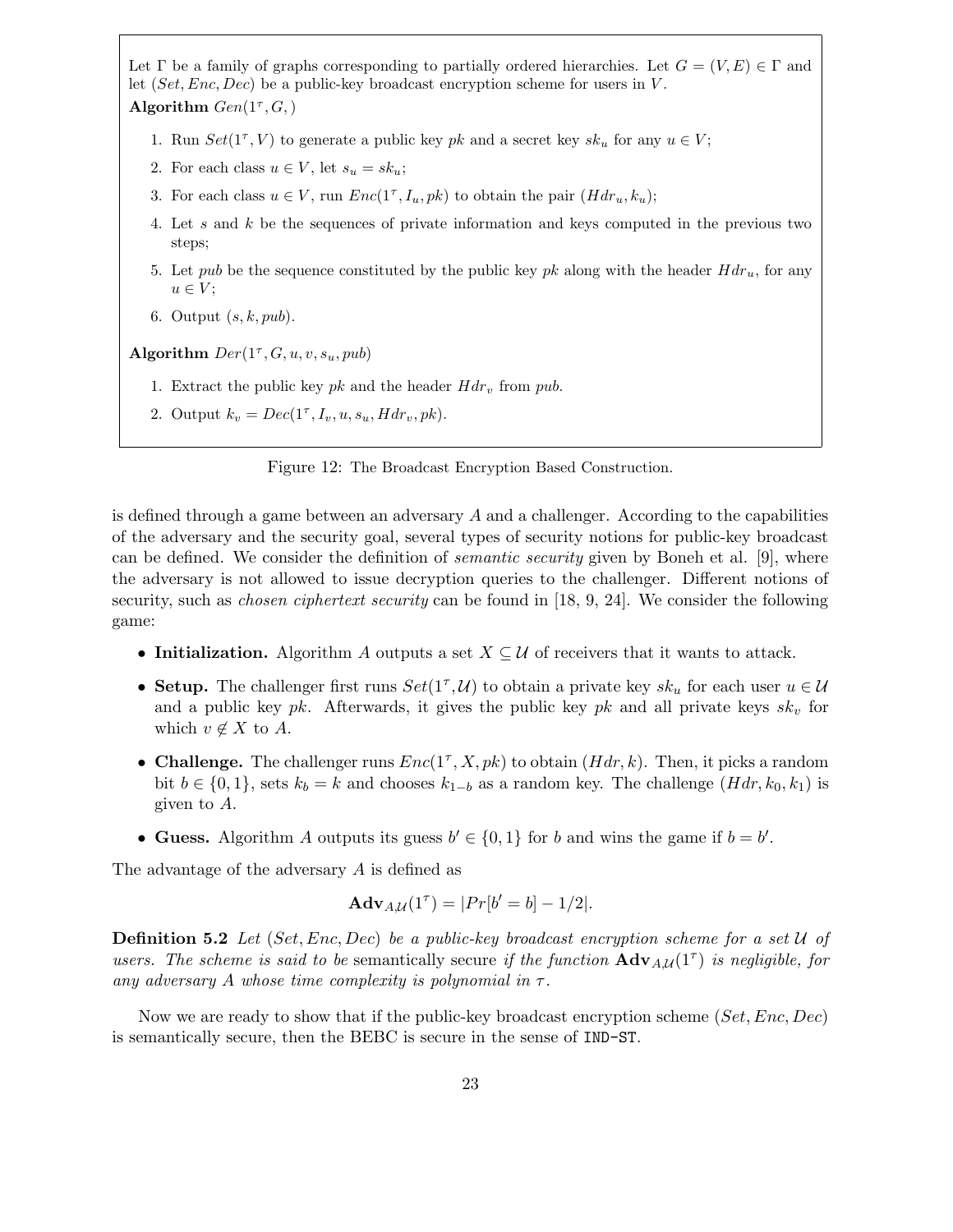Let $\Gamma$ be a family of graphs corresponding to partially ordered hierarchies. Let $G = (V, E) \in \Gamma$ and let $(Set, Enc, Dec)$ be a public-key broadcast encryption scheme for users in $V$.

**Algorithm** $Gen(1^\tau, G, )$

1. Run $Set(1^\tau, V)$ to generate a public key $pk$ and a secret key $sk_u$ for any $u \in V$;
2. For each class $u \in V$, let $s_u = sk_u$;
3. For each class $u \in V$, run $Enc(1^\tau, I_u, pk)$ to obtain the pair $(Hdr_u, k_u)$;
4. Let $s$ and $k$ be the sequences of private information and keys computed in the previous two steps;
5. Let $pub$ be the sequence constituted by the public key $pk$ along with the header $Hdr_u$, for any $u \in V$;
6. Output $(s, k, pub)$.

**Algorithm** $Der(1^\tau, G, u, v, s_u, pub)$

1. Extract the public key $pk$ and the header $Hdr_v$ from $pub$.
2. Output $k_v = Dec(1^\tau, I_v, u, s_u, Hdr_v, pk)$.

Figure 12: The Broadcast Encryption Based Construction.

is defined through a game between an adversary $A$ and a challenger. According to the capabilities of the adversary and the security goal, several types of security notions for public-key broadcast can be defined. We consider the definition of *semantic security* given by Boneh et al. [9], where the adversary is not allowed to issue decryption queries to the challenger. Different notions of security, such as *chosen ciphertext security* can be found in [18, 9, 24]. We consider the following game:

- **Initialization.** Algorithm $A$ outputs a set $X \subseteq \mathcal{U}$ of receivers that it wants to attack.
- **Setup.** The challenger first runs $Set(1^\tau, \mathcal{U})$ to obtain a private key $sk_u$ for each user $u \in \mathcal{U}$ and a public key $pk$. Afterwards, it gives the public key $pk$ and all private keys $sk_v$ for which $v \notin X$ to $A$.
- **Challenge.** The challenger runs $Enc(1^\tau, X, pk)$ to obtain $(Hdr, k)$. Then, it picks a random bit $b \in \{0, 1\}$, sets $k_b = k$ and chooses $k_{1-b}$ as a random key. The challenge $(Hdr, k_0, k_1)$ is given to $A$.
- **Guess.** Algorithm $A$ outputs its guess $b' \in \{0, 1\}$ for $b$ and wins the game if $b = b'$.

The advantage of the adversary $A$ is defined as

$$\mathbf{Adv}_{A,\mathcal{U}}(1^\tau) = |Pr[b' = b] - 1/2|.$$

**Definition 5.2** *Let $(Set, Enc, Dec)$ be a public-key broadcast encryption scheme for a set $\mathcal{U}$ of users. The scheme is said to be* semantically secure *if the function $\mathbf{Adv}_{A,\mathcal{U}}(1^\tau)$ is negligible, for any adversary $A$ whose time complexity is polynomial in $\tau$.*

Now we are ready to show that if the public-key broadcast encryption scheme $(Set, Enc, Dec)$ is semantically secure, then the BEBC is secure in the sense of `IND-ST`.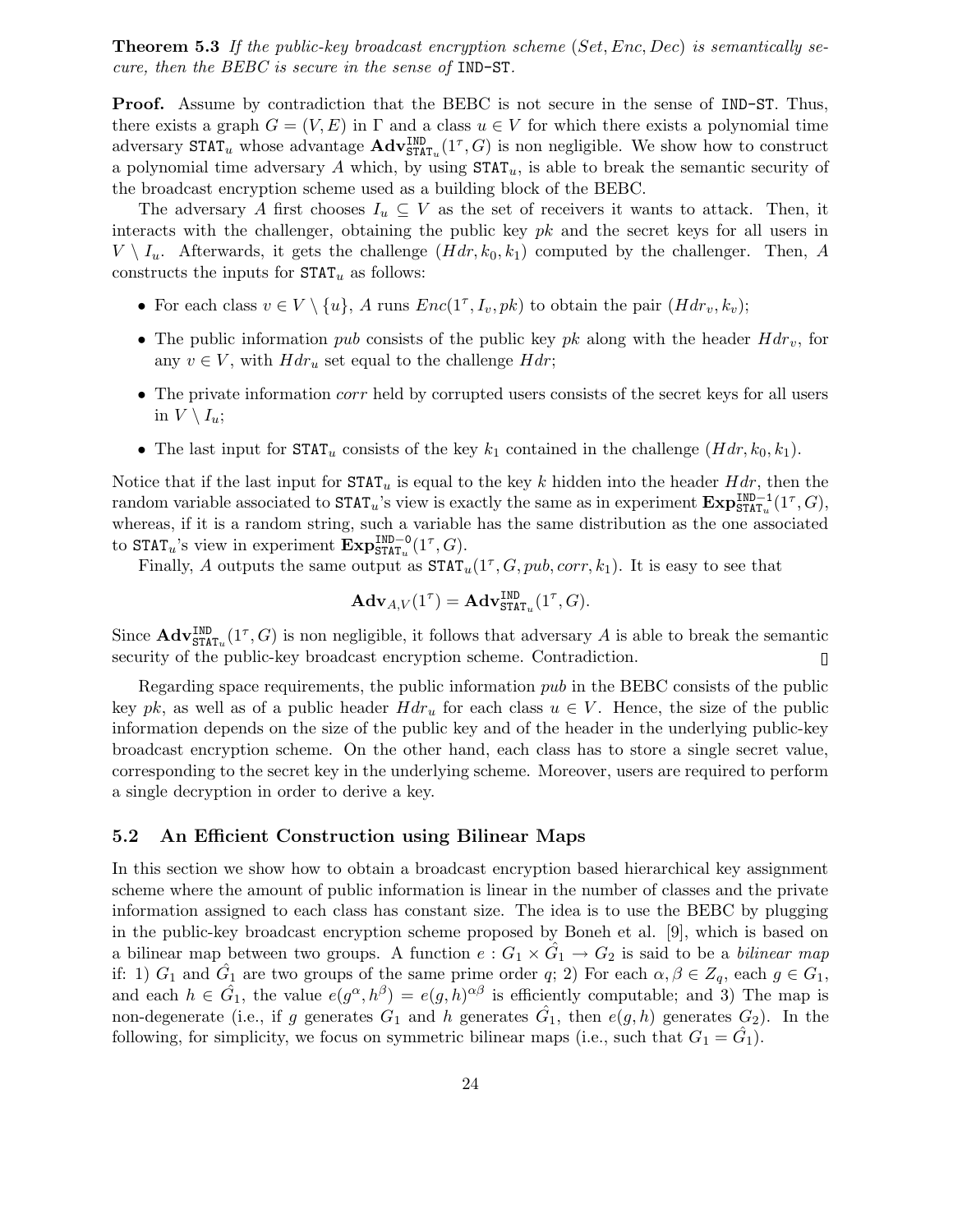**Theorem 5.3** *If the public-key broadcast encryption scheme* $(Set, Enc, Dec)$ *is semantically secure, then the BEBC is secure in the sense of* IND-ST*.*

**Proof.** Assume by contradiction that the BEBC is not secure in the sense of IND-ST. Thus, there exists a graph $G = (V, E)$ in $\Gamma$ and a class $u \in V$ for which there exists a polynomial time adversary $\mathtt{STAT}_u$ whose advantage $\mathbf{Adv}^{\mathtt{IND}}_{\mathtt{STAT}_u}(1^\tau, G)$ is non negligible. We show how to construct a polynomial time adversary $A$ which, by using $\mathtt{STAT}_u$, is able to break the semantic security of the broadcast encryption scheme used as a building block of the BEBC.

The adversary $A$ first chooses $I_u \subseteq V$ as the set of receivers it wants to attack. Then, it interacts with the challenger, obtaining the public key $pk$ and the secret keys for all users in $V \setminus I_u$. Afterwards, it gets the challenge $(Hdr, k_0, k_1)$ computed by the challenger. Then, $A$ constructs the inputs for $\mathtt{STAT}_u$ as follows:

- For each class $v \in V \setminus \{u\}$, $A$ runs $Enc(1^\tau, I_v, pk)$ to obtain the pair $(Hdr_v, k_v)$;
- The public information *pub* consists of the public key $pk$ along with the header $Hdr_v$, for any $v \in V$, with $Hdr_u$ set equal to the challenge $Hdr$;
- The private information *corr* held by corrupted users consists of the secret keys for all users in $V \setminus I_u$;
- The last input for $\mathtt{STAT}_u$ consists of the key $k_1$ contained in the challenge $(Hdr, k_0, k_1)$.

Notice that if the last input for $\mathtt{STAT}_u$ is equal to the key $k$ hidden into the header $Hdr$, then the random variable associated to $\mathtt{STAT}_u$'s view is exactly the same as in experiment $\mathbf{Exp}^{\mathtt{IND-1}}_{\mathtt{STAT}_u}(1^\tau, G)$, whereas, if it is a random string, such a variable has the same distribution as the one associated to $\mathtt{STAT}_u$'s view in experiment $\mathbf{Exp}^{\mathtt{IND-0}}_{\mathtt{STAT}_u}(1^\tau, G)$.

Finally, $A$ outputs the same output as $\mathtt{STAT}_u(1^\tau, G, pub, corr, k_1)$. It is easy to see that

$$\mathbf{Adv}_{A,V}(1^\tau) = \mathbf{Adv}^{\mathtt{IND}}_{\mathtt{STAT}_u}(1^\tau, G).$$

Since $\mathbf{Adv}^{\mathtt{IND}}_{\mathtt{STAT}_u}(1^\tau, G)$ is non negligible, it follows that adversary $A$ is able to break the semantic security of the public-key broadcast encryption scheme. Contradiction. □

Regarding space requirements, the public information *pub* in the BEBC consists of the public key $pk$, as well as of a public header $Hdr_u$ for each class $u \in V$. Hence, the size of the public information depends on the size of the public key and of the header in the underlying public-key broadcast encryption scheme. On the other hand, each class has to store a single secret value, corresponding to the secret key in the underlying scheme. Moreover, users are required to perform a single decryption in order to derive a key.

### 5.2 An Efficient Construction using Bilinear Maps

In this section we show how to obtain a broadcast encryption based hierarchical key assignment scheme where the amount of public information is linear in the number of classes and the private information assigned to each class has constant size. The idea is to use the BEBC by plugging in the public-key broadcast encryption scheme proposed by Boneh et al. [9], which is based on a bilinear map between two groups. A function $e : G_1 \times \hat{G_1} \to G_2$ is said to be a *bilinear map* if: 1) $G_1$ and $\hat{G_1}$ are two groups of the same prime order $q$; 2) For each $\alpha, \beta \in Z_q$, each $g \in G_1$, and each $h \in \hat{G_1}$, the value $e(g^\alpha, h^\beta) = e(g, h)^{\alpha\beta}$ is efficiently computable; and 3) The map is non-degenerate (i.e., if $g$ generates $G_1$ and $h$ generates $\hat{G_1}$, then $e(g, h)$ generates $G_2$). In the following, for simplicity, we focus on symmetric bilinear maps (i.e., such that $G_1 = \hat{G_1}$).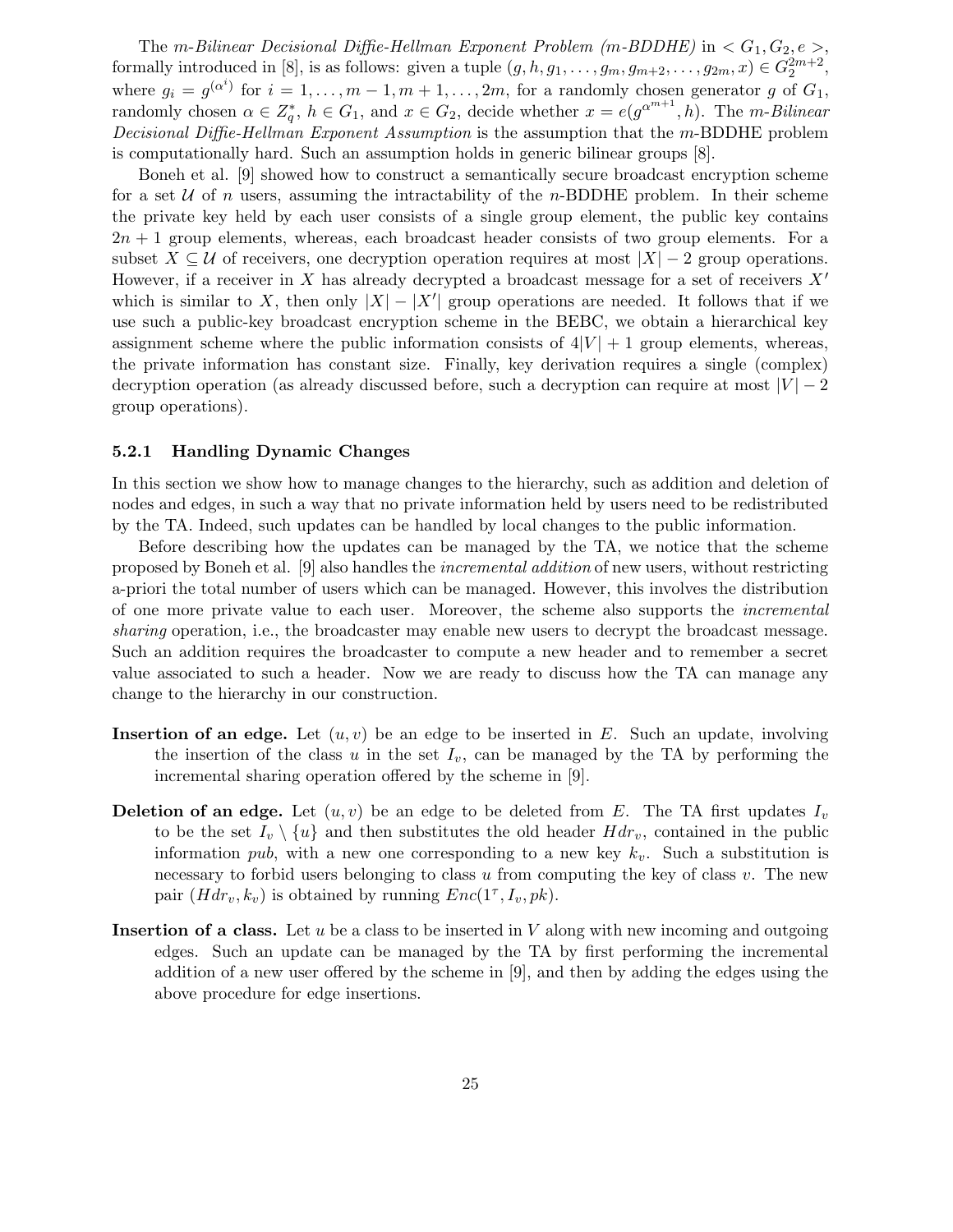The *m-Bilinear Decisional Diffie-Hellman Exponent Problem (m-BDDHE)* in $< G_1, G_2, e >$, formally introduced in [8], is as follows: given a tuple $(g, h, g_1, \ldots, g_m, g_{m+2}, \ldots, g_{2m}, x) \in G_2^{2m+2}$, where $g_i = g^{(\alpha^i)}$ for $i = 1, \ldots, m-1, m+1, \ldots, 2m$, for a randomly chosen generator $g$ of $G_1$, randomly chosen $\alpha \in Z_q^*$, $h \in G_1$, and $x \in G_2$, decide whether $x = e(g^{\alpha^{m+1}}, h)$. The *m-Bilinear Decisional Diffie-Hellman Exponent Assumption* is the assumption that the $m$-BDDHE problem is computationally hard. Such an assumption holds in generic bilinear groups [8].

Boneh et al. [9] showed how to construct a semantically secure broadcast encryption scheme for a set $\mathcal{U}$ of $n$ users, assuming the intractability of the $n$-BDDHE problem. In their scheme the private key held by each user consists of a single group element, the public key contains $2n + 1$ group elements, whereas, each broadcast header consists of two group elements. For a subset $X \subseteq \mathcal{U}$ of receivers, one decryption operation requires at most $|X| - 2$ group operations. However, if a receiver in $X$ has already decrypted a broadcast message for a set of receivers $X'$ which is similar to $X$, then only $|X| - |X'|$ group operations are needed. It follows that if we use such a public-key broadcast encryption scheme in the BEBC, we obtain a hierarchical key assignment scheme where the public information consists of $4|V| + 1$ group elements, whereas, the private information has constant size. Finally, key derivation requires a single (complex) decryption operation (as already discussed before, such a decryption can require at most $|V| - 2$ group operations).

### 5.2.1 Handling Dynamic Changes

In this section we show how to manage changes to the hierarchy, such as addition and deletion of nodes and edges, in such a way that no private information held by users need to be redistributed by the TA. Indeed, such updates can be handled by local changes to the public information.

Before describing how the updates can be managed by the TA, we notice that the scheme proposed by Boneh et al. [9] also handles the *incremental addition* of new users, without restricting a-priori the total number of users which can be managed. However, this involves the distribution of one more private value to each user. Moreover, the scheme also supports the *incremental sharing* operation, i.e., the broadcaster may enable new users to decrypt the broadcast message. Such an addition requires the broadcaster to compute a new header and to remember a secret value associated to such a header. Now we are ready to discuss how the TA can manage any change to the hierarchy in our construction.

**Insertion of an edge.** Let $(u, v)$ be an edge to be inserted in $E$. Such an update, involving the insertion of the class $u$ in the set $I_v$, can be managed by the TA by performing the incremental sharing operation offered by the scheme in [9].

**Deletion of an edge.** Let $(u, v)$ be an edge to be deleted from $E$. The TA first updates $I_v$ to be the set $I_v \setminus \{u\}$ and then substitutes the old header $Hdr_v$, contained in the public information *pub*, with a new one corresponding to a new key $k_v$. Such a substitution is necessary to forbid users belonging to class $u$ from computing the key of class $v$. The new pair $(Hdr_v, k_v)$ is obtained by running $Enc(1^\tau, I_v, pk)$.

**Insertion of a class.** Let $u$ be a class to be inserted in $V$ along with new incoming and outgoing edges. Such an update can be managed by the TA by first performing the incremental addition of a new user offered by the scheme in [9], and then by adding the edges using the above procedure for edge insertions.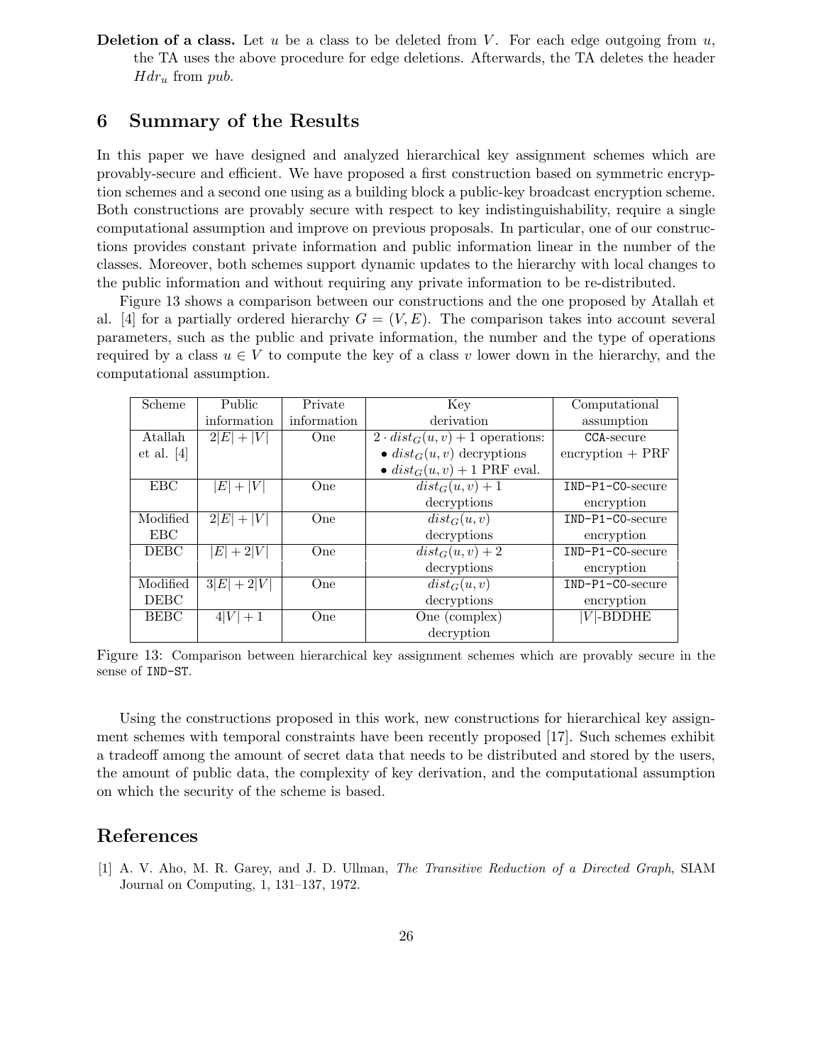**Deletion of a class.** Let $u$ be a class to be deleted from $V$. For each edge outgoing from $u$, the TA uses the above procedure for edge deletions. Afterwards, the TA deletes the header $Hdr_u$ from $pub$.

## 6 Summary of the Results

In this paper we have designed and analyzed hierarchical key assignment schemes which are provably-secure and efficient. We have proposed a first construction based on symmetric encryption schemes and a second one using as a building block a public-key broadcast encryption scheme. Both constructions are provably secure with respect to key indistinguishability, require a single computational assumption and improve on previous proposals. In particular, one of our constructions provides constant private information and public information linear in the number of the classes. Moreover, both schemes support dynamic updates to the hierarchy with local changes to the public information and without requiring any private information to be re-distributed.

Figure 13 shows a comparison between our constructions and the one proposed by Atallah et al. [4] for a partially ordered hierarchy $G = (V, E)$. The comparison takes into account several parameters, such as the public and private information, the number and the type of operations required by a class $u \in V$ to compute the key of a class $v$ lower down in the hierarchy, and the computational assumption.

| Scheme | Public information | Private information | Key derivation | Computational assumption |
|---|---|---|---|---|
| Atallah et al. [4] | $2\|E\| + \|V\|$ | One | $2 \cdot dist_G(u, v) + 1$ operations: • $dist_G(u, v)$ decryptions • $dist_G(u, v) + 1$ PRF eval. | CCA-secure encryption + PRF |
| EBC | $\|E\| + \|V\|$ | One | $dist_G(u, v) + 1$ decryptions | IND-P1-C0-secure encryption |
| Modified EBC | $2\|E\| + \|V\|$ | One | $dist_G(u, v)$ decryptions | IND-P1-C0-secure encryption |
| DEBC | $\|E\| + 2\|V\|$ | One | $dist_G(u, v) + 2$ decryptions | IND-P1-C0-secure encryption |
| Modified DEBC | $3\|E\| + 2\|V\|$ | One | $dist_G(u, v)$ decryptions | IND-P1-C0-secure encryption |
| BEBC | $4\|V\| + 1$ | One | One (complex) decryption | $\|V\|$-BDDHE |

Figure 13: Comparison between hierarchical key assignment schemes which are provably secure in the sense of IND-ST.

Using the constructions proposed in this work, new constructions for hierarchical key assignment schemes with temporal constraints have been recently proposed [17]. Such schemes exhibit a tradeoff among the amount of secret data that needs to be distributed and stored by the users, the amount of public data, the complexity of key derivation, and the computational assumption on which the security of the scheme is based.

## References

[1] A. V. Aho, M. R. Garey, and J. D. Ullman, *The Transitive Reduction of a Directed Graph*, SIAM Journal on Computing, 1, 131–137, 1972.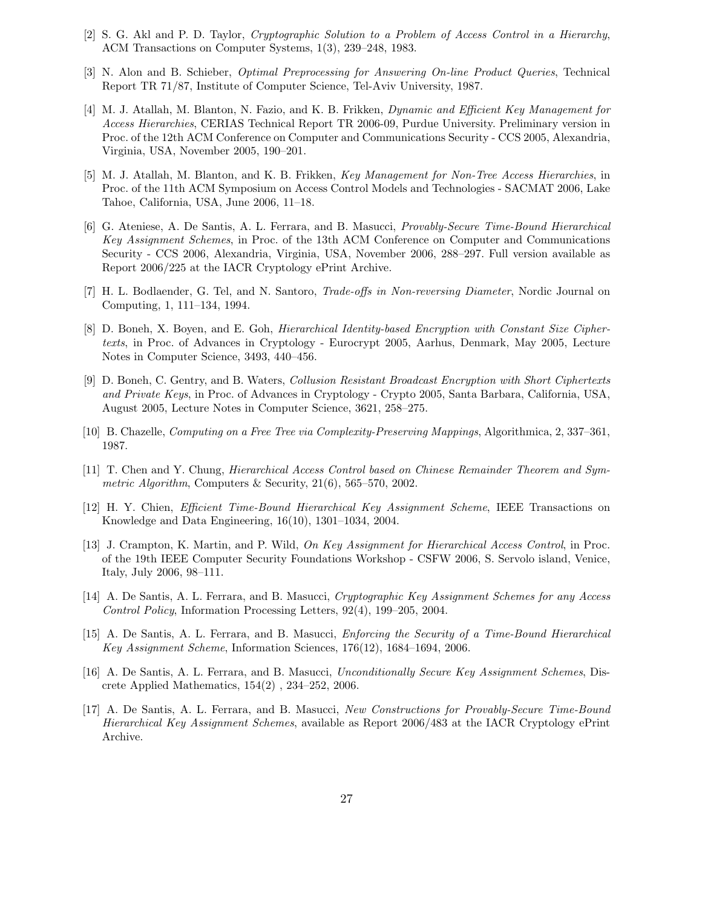[2] S. G. Akl and P. D. Taylor, *Cryptographic Solution to a Problem of Access Control in a Hierarchy*, ACM Transactions on Computer Systems, 1(3), 239–248, 1983.

[3] N. Alon and B. Schieber, *Optimal Preprocessing for Answering On-line Product Queries*, Technical Report TR 71/87, Institute of Computer Science, Tel-Aviv University, 1987.

[4] M. J. Atallah, M. Blanton, N. Fazio, and K. B. Frikken, *Dynamic and Efficient Key Management for Access Hierarchies*, CERIAS Technical Report TR 2006-09, Purdue University. Preliminary version in Proc. of the 12th ACM Conference on Computer and Communications Security - CCS 2005, Alexandria, Virginia, USA, November 2005, 190–201.

[5] M. J. Atallah, M. Blanton, and K. B. Frikken, *Key Management for Non-Tree Access Hierarchies*, in Proc. of the 11th ACM Symposium on Access Control Models and Technologies - SACMAT 2006, Lake Tahoe, California, USA, June 2006, 11–18.

[6] G. Ateniese, A. De Santis, A. L. Ferrara, and B. Masucci, *Provably-Secure Time-Bound Hierarchical Key Assignment Schemes*, in Proc. of the 13th ACM Conference on Computer and Communications Security - CCS 2006, Alexandria, Virginia, USA, November 2006, 288–297. Full version available as Report 2006/225 at the IACR Cryptology ePrint Archive.

[7] H. L. Bodlaender, G. Tel, and N. Santoro, *Trade-offs in Non-reversing Diameter*, Nordic Journal on Computing, 1, 111–134, 1994.

[8] D. Boneh, X. Boyen, and E. Goh, *Hierarchical Identity-based Encryption with Constant Size Ciphertexts*, in Proc. of Advances in Cryptology - Eurocrypt 2005, Aarhus, Denmark, May 2005, Lecture Notes in Computer Science, 3493, 440–456.

[9] D. Boneh, C. Gentry, and B. Waters, *Collusion Resistant Broadcast Encryption with Short Ciphertexts and Private Keys*, in Proc. of Advances in Cryptology - Crypto 2005, Santa Barbara, California, USA, August 2005, Lecture Notes in Computer Science, 3621, 258–275.

[10] B. Chazelle, *Computing on a Free Tree via Complexity-Preserving Mappings*, Algorithmica, 2, 337–361, 1987.

[11] T. Chen and Y. Chung, *Hierarchical Access Control based on Chinese Remainder Theorem and Symmetric Algorithm*, Computers & Security, 21(6), 565–570, 2002.

[12] H. Y. Chien, *Efficient Time-Bound Hierarchical Key Assignment Scheme*, IEEE Transactions on Knowledge and Data Engineering, 16(10), 1301–1034, 2004.

[13] J. Crampton, K. Martin, and P. Wild, *On Key Assignment for Hierarchical Access Control*, in Proc. of the 19th IEEE Computer Security Foundations Workshop - CSFW 2006, S. Servolo island, Venice, Italy, July 2006, 98–111.

[14] A. De Santis, A. L. Ferrara, and B. Masucci, *Cryptographic Key Assignment Schemes for any Access Control Policy*, Information Processing Letters, 92(4), 199–205, 2004.

[15] A. De Santis, A. L. Ferrara, and B. Masucci, *Enforcing the Security of a Time-Bound Hierarchical Key Assignment Scheme*, Information Sciences, 176(12), 1684–1694, 2006.

[16] A. De Santis, A. L. Ferrara, and B. Masucci, *Unconditionally Secure Key Assignment Schemes*, Discrete Applied Mathematics, 154(2) , 234–252, 2006.

[17] A. De Santis, A. L. Ferrara, and B. Masucci, *New Constructions for Provably-Secure Time-Bound Hierarchical Key Assignment Schemes*, available as Report 2006/483 at the IACR Cryptology ePrint Archive.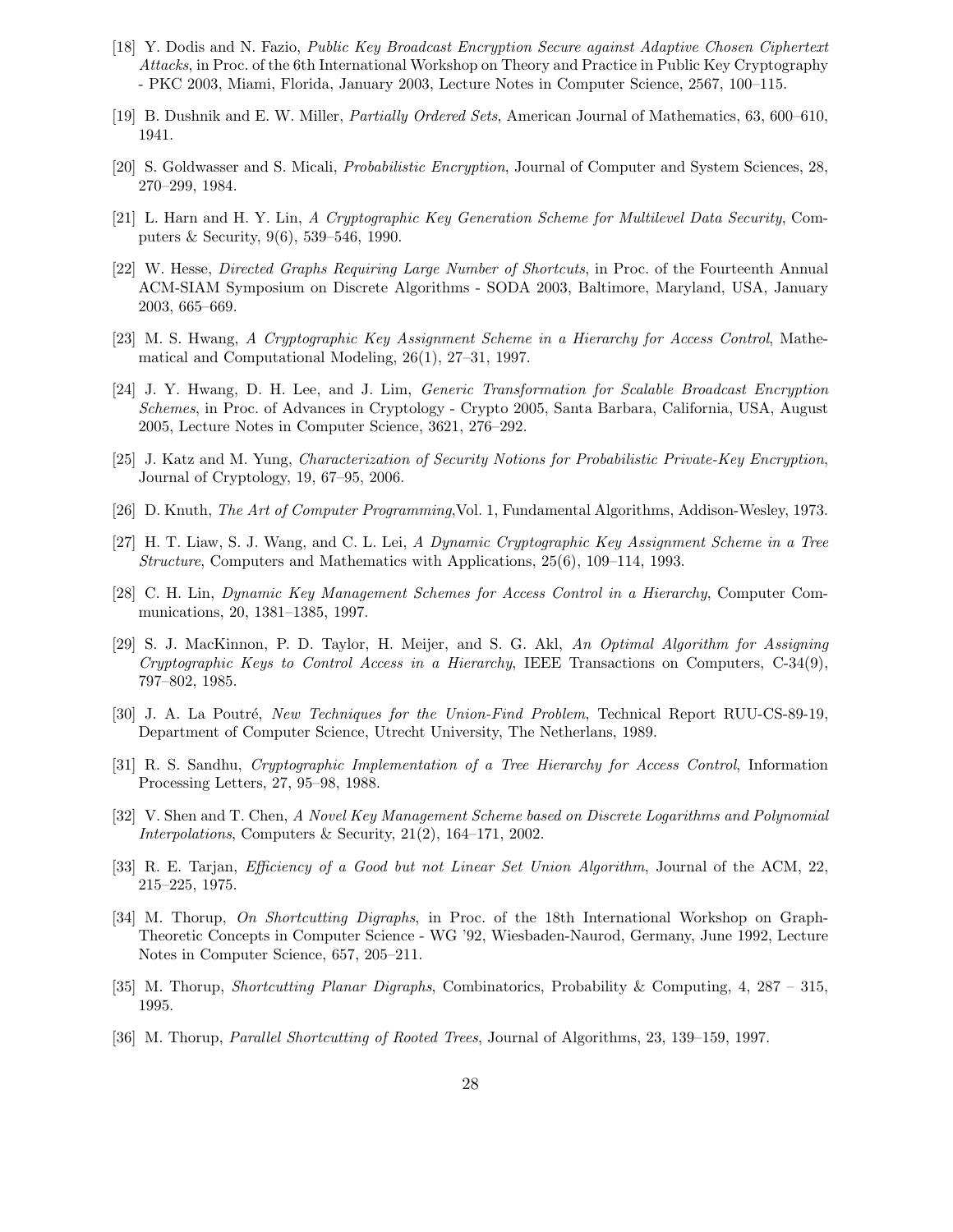[18] Y. Dodis and N. Fazio, *Public Key Broadcast Encryption Secure against Adaptive Chosen Ciphertext Attacks*, in Proc. of the 6th International Workshop on Theory and Practice in Public Key Cryptography - PKC 2003, Miami, Florida, January 2003, Lecture Notes in Computer Science, 2567, 100–115.

[19] B. Dushnik and E. W. Miller, *Partially Ordered Sets*, American Journal of Mathematics, 63, 600–610, 1941.

[20] S. Goldwasser and S. Micali, *Probabilistic Encryption*, Journal of Computer and System Sciences, 28, 270–299, 1984.

[21] L. Harn and H. Y. Lin, *A Cryptographic Key Generation Scheme for Multilevel Data Security*, Computers & Security, 9(6), 539–546, 1990.

[22] W. Hesse, *Directed Graphs Requiring Large Number of Shortcuts*, in Proc. of the Fourteenth Annual ACM-SIAM Symposium on Discrete Algorithms - SODA 2003, Baltimore, Maryland, USA, January 2003, 665–669.

[23] M. S. Hwang, *A Cryptographic Key Assignment Scheme in a Hierarchy for Access Control*, Mathematical and Computational Modeling, 26(1), 27–31, 1997.

[24] J. Y. Hwang, D. H. Lee, and J. Lim, *Generic Transformation for Scalable Broadcast Encryption Schemes*, in Proc. of Advances in Cryptology - Crypto 2005, Santa Barbara, California, USA, August 2005, Lecture Notes in Computer Science, 3621, 276–292.

[25] J. Katz and M. Yung, *Characterization of Security Notions for Probabilistic Private-Key Encryption*, Journal of Cryptology, 19, 67–95, 2006.

[26] D. Knuth, *The Art of Computer Programming*,Vol. 1, Fundamental Algorithms, Addison-Wesley, 1973.

[27] H. T. Liaw, S. J. Wang, and C. L. Lei, *A Dynamic Cryptographic Key Assignment Scheme in a Tree Structure*, Computers and Mathematics with Applications, 25(6), 109–114, 1993.

[28] C. H. Lin, *Dynamic Key Management Schemes for Access Control in a Hierarchy*, Computer Communications, 20, 1381–1385, 1997.

[29] S. J. MacKinnon, P. D. Taylor, H. Meijer, and S. G. Akl, *An Optimal Algorithm for Assigning Cryptographic Keys to Control Access in a Hierarchy*, IEEE Transactions on Computers, C-34(9), 797–802, 1985.

[30] J. A. La Poutré, *New Techniques for the Union-Find Problem*, Technical Report RUU-CS-89-19, Department of Computer Science, Utrecht University, The Netherlans, 1989.

[31] R. S. Sandhu, *Cryptographic Implementation of a Tree Hierarchy for Access Control*, Information Processing Letters, 27, 95–98, 1988.

[32] V. Shen and T. Chen, *A Novel Key Management Scheme based on Discrete Logarithms and Polynomial Interpolations*, Computers & Security, 21(2), 164–171, 2002.

[33] R. E. Tarjan, *Efficiency of a Good but not Linear Set Union Algorithm*, Journal of the ACM, 22, 215–225, 1975.

[34] M. Thorup, *On Shortcutting Digraphs*, in Proc. of the 18th International Workshop on Graph-Theoretic Concepts in Computer Science - WG '92, Wiesbaden-Naurod, Germany, June 1992, Lecture Notes in Computer Science, 657, 205–211.

[35] M. Thorup, *Shortcutting Planar Digraphs*, Combinatorics, Probability & Computing, 4, 287 – 315, 1995.

[36] M. Thorup, *Parallel Shortcutting of Rooted Trees*, Journal of Algorithms, 23, 139–159, 1997.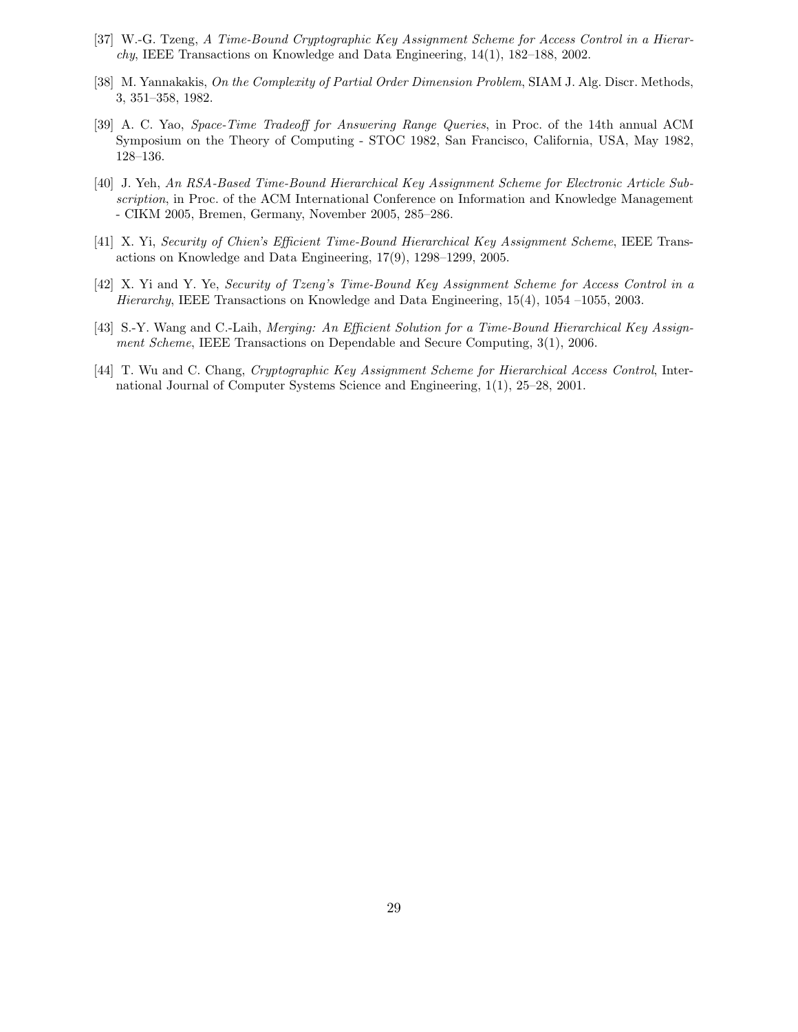[37] W.-G. Tzeng, *A Time-Bound Cryptographic Key Assignment Scheme for Access Control in a Hierarchy*, IEEE Transactions on Knowledge and Data Engineering, 14(1), 182–188, 2002.

[38] M. Yannakakis, *On the Complexity of Partial Order Dimension Problem*, SIAM J. Alg. Discr. Methods, 3, 351–358, 1982.

[39] A. C. Yao, *Space-Time Tradeoff for Answering Range Queries*, in Proc. of the 14th annual ACM Symposium on the Theory of Computing - STOC 1982, San Francisco, California, USA, May 1982, 128–136.

[40] J. Yeh, *An RSA-Based Time-Bound Hierarchical Key Assignment Scheme for Electronic Article Subscription*, in Proc. of the ACM International Conference on Information and Knowledge Management - CIKM 2005, Bremen, Germany, November 2005, 285–286.

[41] X. Yi, *Security of Chien's Efficient Time-Bound Hierarchical Key Assignment Scheme*, IEEE Transactions on Knowledge and Data Engineering, 17(9), 1298–1299, 2005.

[42] X. Yi and Y. Ye, *Security of Tzeng's Time-Bound Key Assignment Scheme for Access Control in a Hierarchy*, IEEE Transactions on Knowledge and Data Engineering, 15(4), 1054 –1055, 2003.

[43] S.-Y. Wang and C.-Laih, *Merging: An Efficient Solution for a Time-Bound Hierarchical Key Assignment Scheme*, IEEE Transactions on Dependable and Secure Computing, 3(1), 2006.

[44] T. Wu and C. Chang, *Cryptographic Key Assignment Scheme for Hierarchical Access Control*, International Journal of Computer Systems Science and Engineering, 1(1), 25–28, 2001.